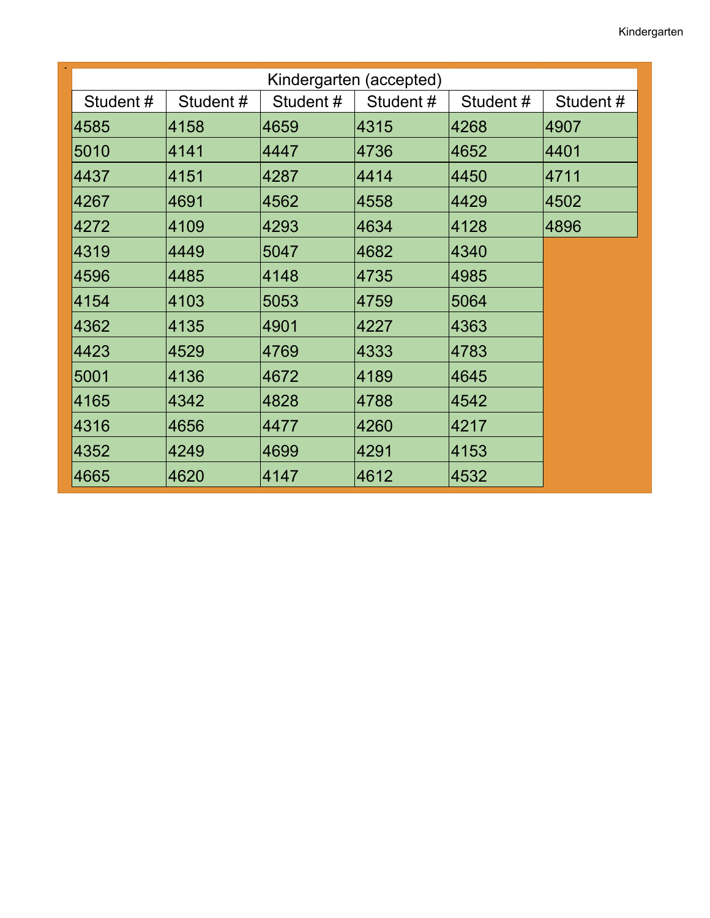| Kindergarten (accepted) | | | | | |
|---|---|---|---|---|---|
| Student # | Student # | Student # | Student # | Student # | Student # |
| 4585 | 4158 | 4659 | 4315 | 4268 | 4907 |
| 5010 | 4141 | 4447 | 4736 | 4652 | 4401 |
| 4437 | 4151 | 4287 | 4414 | 4450 | 4711 |
| 4267 | 4691 | 4562 | 4558 | 4429 | 4502 |
| 4272 | 4109 | 4293 | 4634 | 4128 | 4896 |
| 4319 | 4449 | 5047 | 4682 | 4340 | |
| 4596 | 4485 | 4148 | 4735 | 4985 | |
| 4154 | 4103 | 5053 | 4759 | 5064 | |
| 4362 | 4135 | 4901 | 4227 | 4363 | |
| 4423 | 4529 | 4769 | 4333 | 4783 | |
| 5001 | 4136 | 4672 | 4189 | 4645 | |
| 4165 | 4342 | 4828 | 4788 | 4542 | |
| 4316 | 4656 | 4477 | 4260 | 4217 | |
| 4352 | 4249 | 4699 | 4291 | 4153 | |
| 4665 | 4620 | 4147 | 4612 | 4532 | |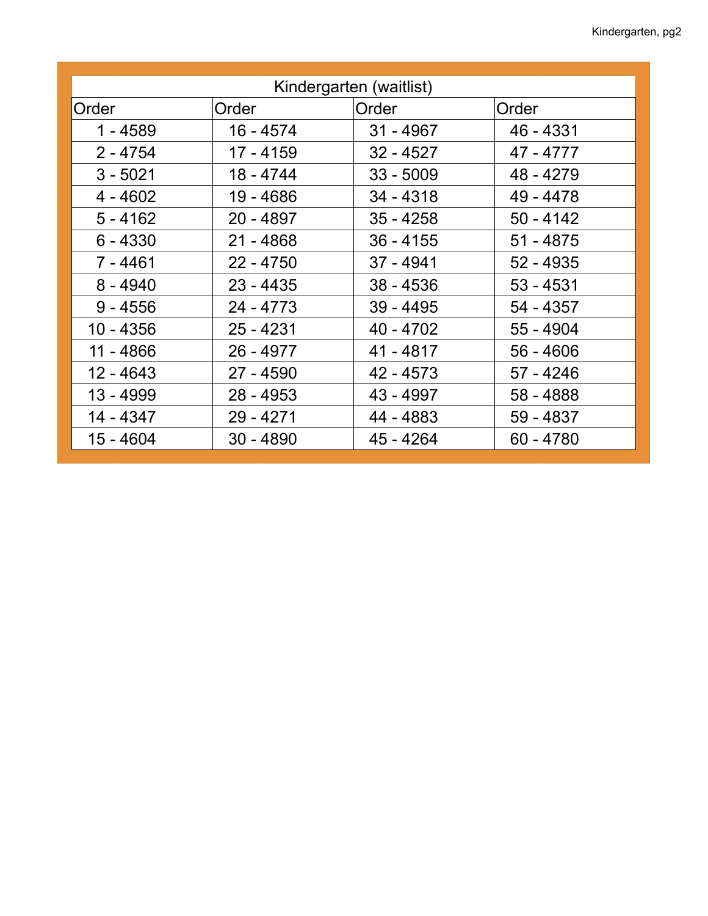| Kindergarten (waitlist) | | | |
|---|---|---|---|
| Order | Order | Order | Order |
| 1 - 4589 | 16 - 4574 | 31 - 4967 | 46 - 4331 |
| 2 - 4754 | 17 - 4159 | 32 - 4527 | 47 - 4777 |
| 3 - 5021 | 18 - 4744 | 33 - 5009 | 48 - 4279 |
| 4 - 4602 | 19 - 4686 | 34 - 4318 | 49 - 4478 |
| 5 - 4162 | 20 - 4897 | 35 - 4258 | 50 - 4142 |
| 6 - 4330 | 21 - 4868 | 36 - 4155 | 51 - 4875 |
| 7 - 4461 | 22 - 4750 | 37 - 4941 | 52 - 4935 |
| 8 - 4940 | 23 - 4435 | 38 - 4536 | 53 - 4531 |
| 9 - 4556 | 24 - 4773 | 39 - 4495 | 54 - 4357 |
| 10 - 4356 | 25 - 4231 | 40 - 4702 | 55 - 4904 |
| 11 - 4866 | 26 - 4977 | 41 - 4817 | 56 - 4606 |
| 12 - 4643 | 27 - 4590 | 42 - 4573 | 57 - 4246 |
| 13 - 4999 | 28 - 4953 | 43 - 4997 | 58 - 4888 |
| 14 - 4347 | 29 - 4271 | 44 - 4883 | 59 - 4837 |
| 15 - 4604 | 30 - 4890 | 45 - 4264 | 60 - 4780 |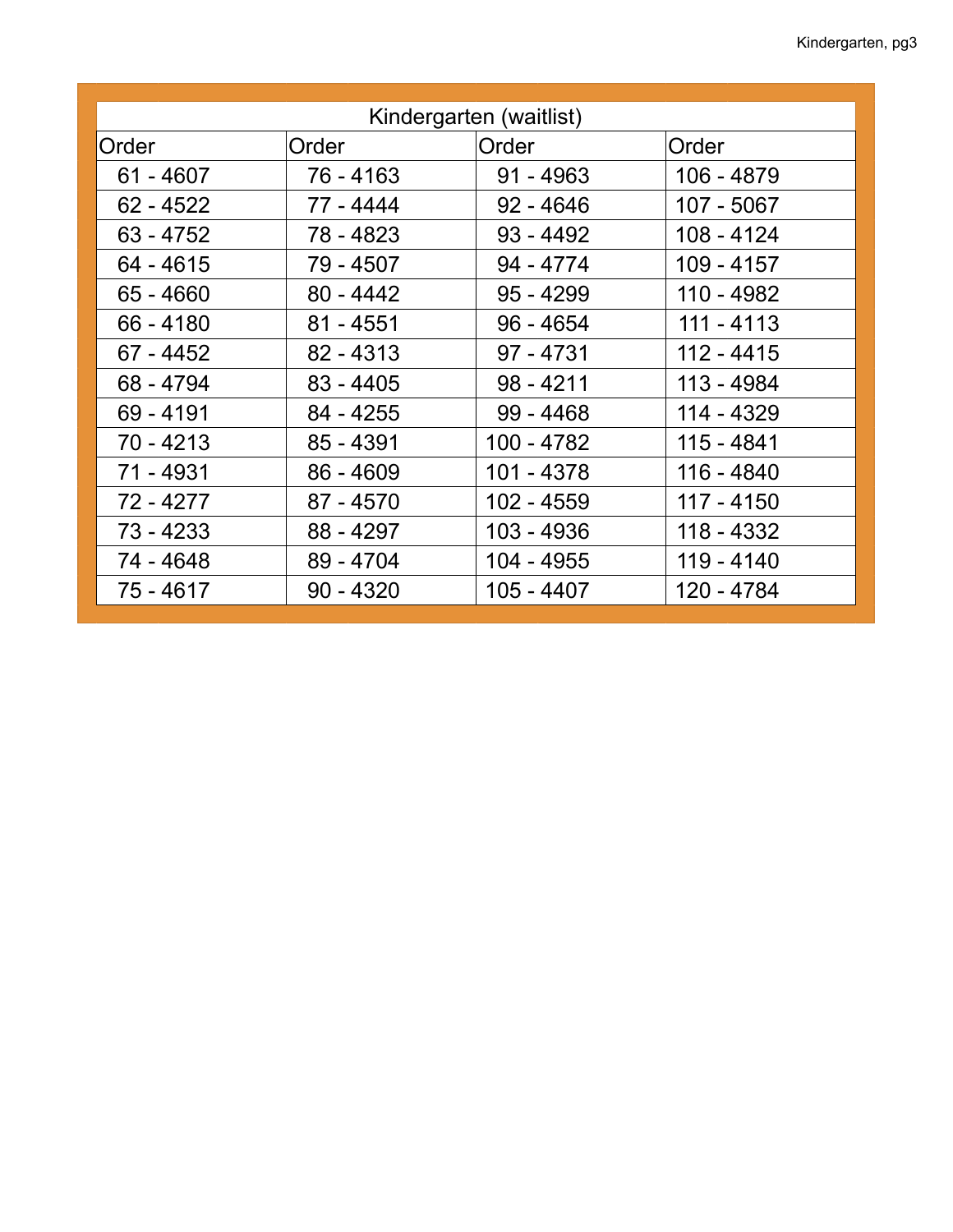| Kindergarten (waitlist) | | | |
|---|---|---|---|
| Order | Order | Order | Order |
| 61 - 4607 | 76 - 4163 | 91 - 4963 | 106 - 4879 |
| 62 - 4522 | 77 - 4444 | 92 - 4646 | 107 - 5067 |
| 63 - 4752 | 78 - 4823 | 93 - 4492 | 108 - 4124 |
| 64 - 4615 | 79 - 4507 | 94 - 4774 | 109 - 4157 |
| 65 - 4660 | 80 - 4442 | 95 - 4299 | 110 - 4982 |
| 66 - 4180 | 81 - 4551 | 96 - 4654 | 111 - 4113 |
| 67 - 4452 | 82 - 4313 | 97 - 4731 | 112 - 4415 |
| 68 - 4794 | 83 - 4405 | 98 - 4211 | 113 - 4984 |
| 69 - 4191 | 84 - 4255 | 99 - 4468 | 114 - 4329 |
| 70 - 4213 | 85 - 4391 | 100 - 4782 | 115 - 4841 |
| 71 - 4931 | 86 - 4609 | 101 - 4378 | 116 - 4840 |
| 72 - 4277 | 87 - 4570 | 102 - 4559 | 117 - 4150 |
| 73 - 4233 | 88 - 4297 | 103 - 4936 | 118 - 4332 |
| 74 - 4648 | 89 - 4704 | 104 - 4955 | 119 - 4140 |
| 75 - 4617 | 90 - 4320 | 105 - 4407 | 120 - 4784 |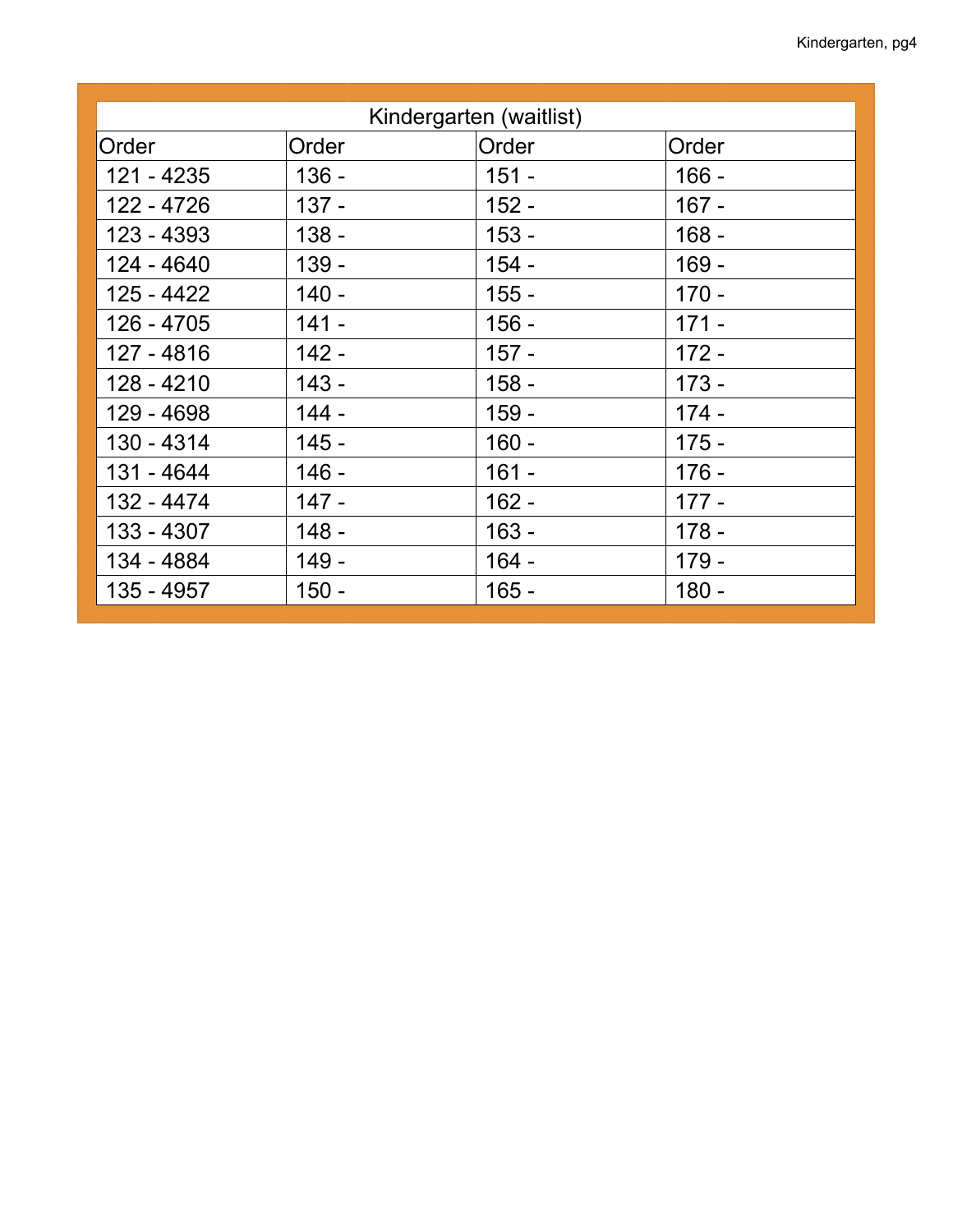| Kindergarten (waitlist) | | | |
|---|---|---|---|
| Order | Order | Order | Order |
| 121 - 4235 | 136 - | 151 - | 166 - |
| 122 - 4726 | 137 - | 152 - | 167 - |
| 123 - 4393 | 138 - | 153 - | 168 - |
| 124 - 4640 | 139 - | 154 - | 169 - |
| 125 - 4422 | 140 - | 155 - | 170 - |
| 126 - 4705 | 141 - | 156 - | 171 - |
| 127 - 4816 | 142 - | 157 - | 172 - |
| 128 - 4210 | 143 - | 158 - | 173 - |
| 129 - 4698 | 144 - | 159 - | 174 - |
| 130 - 4314 | 145 - | 160 - | 175 - |
| 131 - 4644 | 146 - | 161 - | 176 - |
| 132 - 4474 | 147 - | 162 - | 177 - |
| 133 - 4307 | 148 - | 163 - | 178 - |
| 134 - 4884 | 149 - | 164 - | 179 - |
| 135 - 4957 | 150 - | 165 - | 180 - |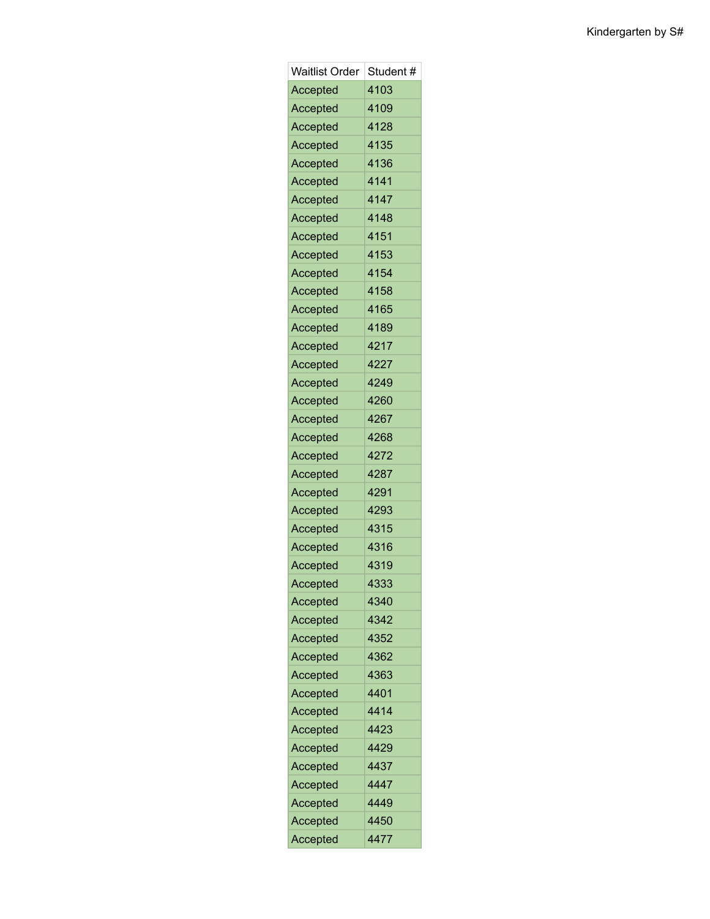| Waitlist Order | Student # |
|---|---|
| Accepted | 4103 |
| Accepted | 4109 |
| Accepted | 4128 |
| Accepted | 4135 |
| Accepted | 4136 |
| Accepted | 4141 |
| Accepted | 4147 |
| Accepted | 4148 |
| Accepted | 4151 |
| Accepted | 4153 |
| Accepted | 4154 |
| Accepted | 4158 |
| Accepted | 4165 |
| Accepted | 4189 |
| Accepted | 4217 |
| Accepted | 4227 |
| Accepted | 4249 |
| Accepted | 4260 |
| Accepted | 4267 |
| Accepted | 4268 |
| Accepted | 4272 |
| Accepted | 4287 |
| Accepted | 4291 |
| Accepted | 4293 |
| Accepted | 4315 |
| Accepted | 4316 |
| Accepted | 4319 |
| Accepted | 4333 |
| Accepted | 4340 |
| Accepted | 4342 |
| Accepted | 4352 |
| Accepted | 4362 |
| Accepted | 4363 |
| Accepted | 4401 |
| Accepted | 4414 |
| Accepted | 4423 |
| Accepted | 4429 |
| Accepted | 4437 |
| Accepted | 4447 |
| Accepted | 4449 |
| Accepted | 4450 |
| Accepted | 4477 |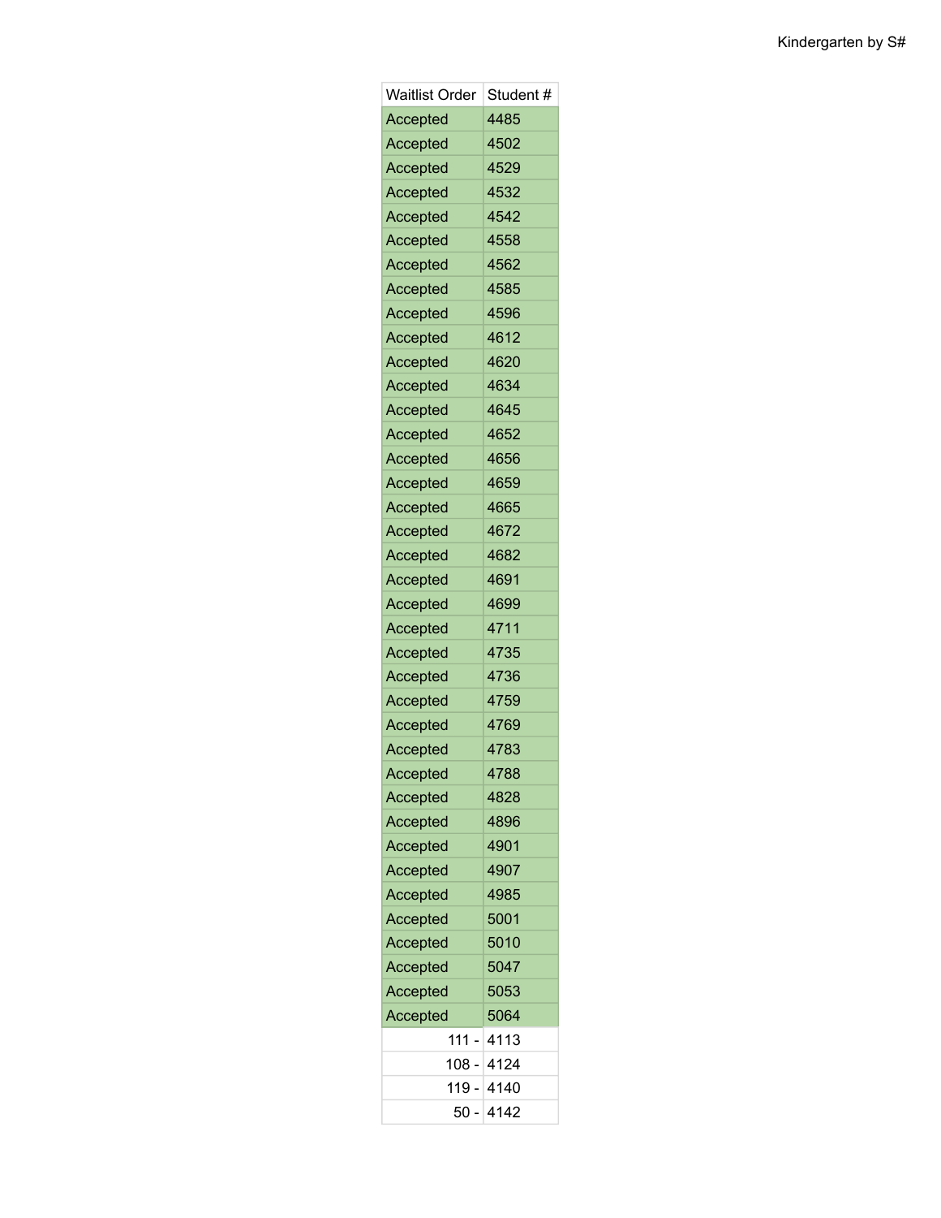| Waitlist Order | Student # |
|---|---|
| Accepted | 4485 |
| Accepted | 4502 |
| Accepted | 4529 |
| Accepted | 4532 |
| Accepted | 4542 |
| Accepted | 4558 |
| Accepted | 4562 |
| Accepted | 4585 |
| Accepted | 4596 |
| Accepted | 4612 |
| Accepted | 4620 |
| Accepted | 4634 |
| Accepted | 4645 |
| Accepted | 4652 |
| Accepted | 4656 |
| Accepted | 4659 |
| Accepted | 4665 |
| Accepted | 4672 |
| Accepted | 4682 |
| Accepted | 4691 |
| Accepted | 4699 |
| Accepted | 4711 |
| Accepted | 4735 |
| Accepted | 4736 |
| Accepted | 4759 |
| Accepted | 4769 |
| Accepted | 4783 |
| Accepted | 4788 |
| Accepted | 4828 |
| Accepted | 4896 |
| Accepted | 4901 |
| Accepted | 4907 |
| Accepted | 4985 |
| Accepted | 5001 |
| Accepted | 5010 |
| Accepted | 5047 |
| Accepted | 5053 |
| Accepted | 5064 |
| 111 - | 4113 |
| 108 - | 4124 |
| 119 - | 4140 |
| 50 - | 4142 |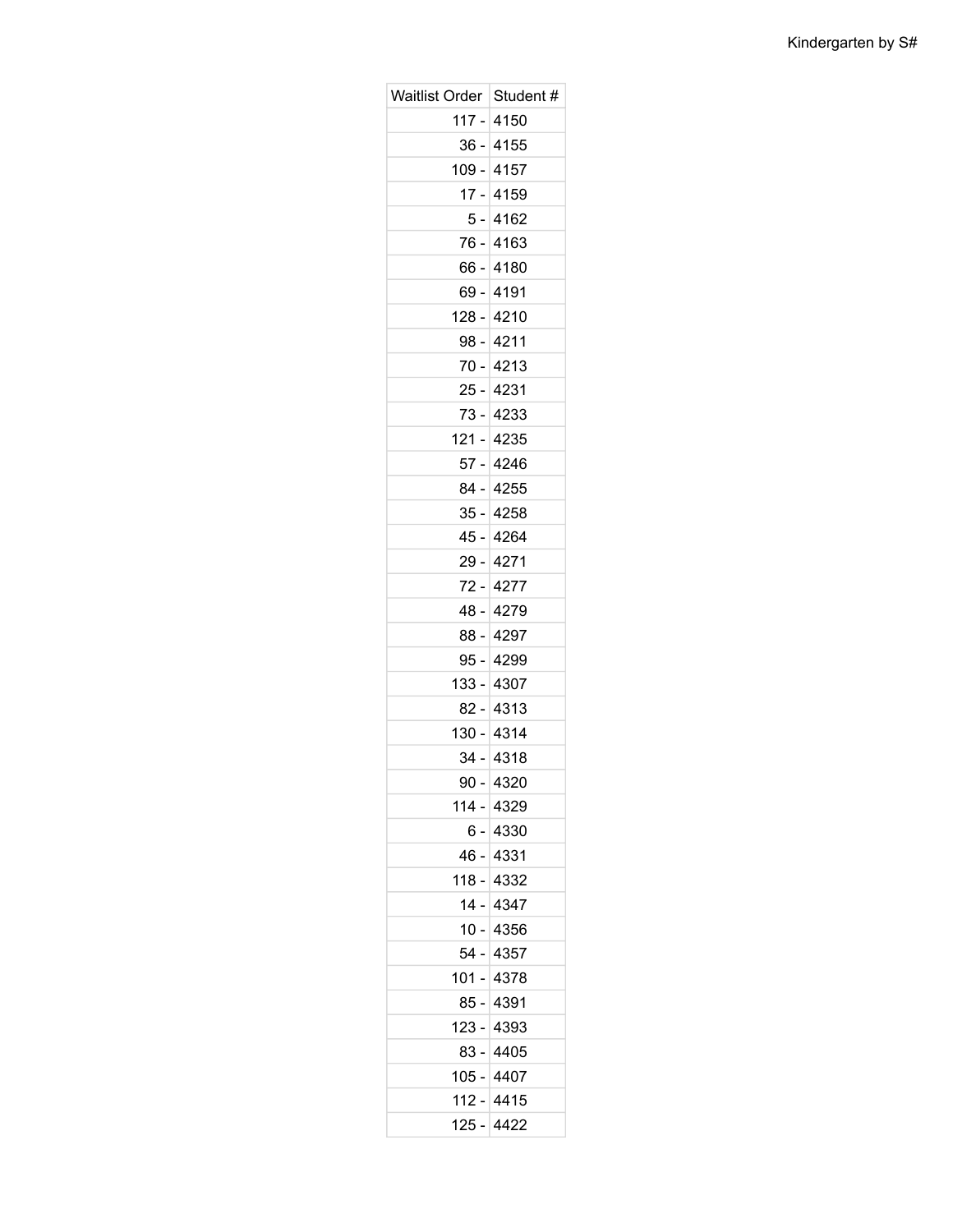| Waitlist Order | Student # |
|---|---|
| 117 - | 4150 |
| 36 - | 4155 |
| 109 - | 4157 |
| 17 - | 4159 |
| 5 - | 4162 |
| 76 - | 4163 |
| 66 - | 4180 |
| 69 - | 4191 |
| 128 - | 4210 |
| 98 - | 4211 |
| 70 - | 4213 |
| 25 - | 4231 |
| 73 - | 4233 |
| 121 - | 4235 |
| 57 - | 4246 |
| 84 - | 4255 |
| 35 - | 4258 |
| 45 - | 4264 |
| 29 - | 4271 |
| 72 - | 4277 |
| 48 - | 4279 |
| 88 - | 4297 |
| 95 - | 4299 |
| 133 - | 4307 |
| 82 - | 4313 |
| 130 - | 4314 |
| 34 - | 4318 |
| 90 - | 4320 |
| 114 - | 4329 |
| 6 - | 4330 |
| 46 - | 4331 |
| 118 - | 4332 |
| 14 - | 4347 |
| 10 - | 4356 |
| 54 - | 4357 |
| 101 - | 4378 |
| 85 - | 4391 |
| 123 - | 4393 |
| 83 - | 4405 |
| 105 - | 4407 |
| 112 - | 4415 |
| 125 - | 4422 |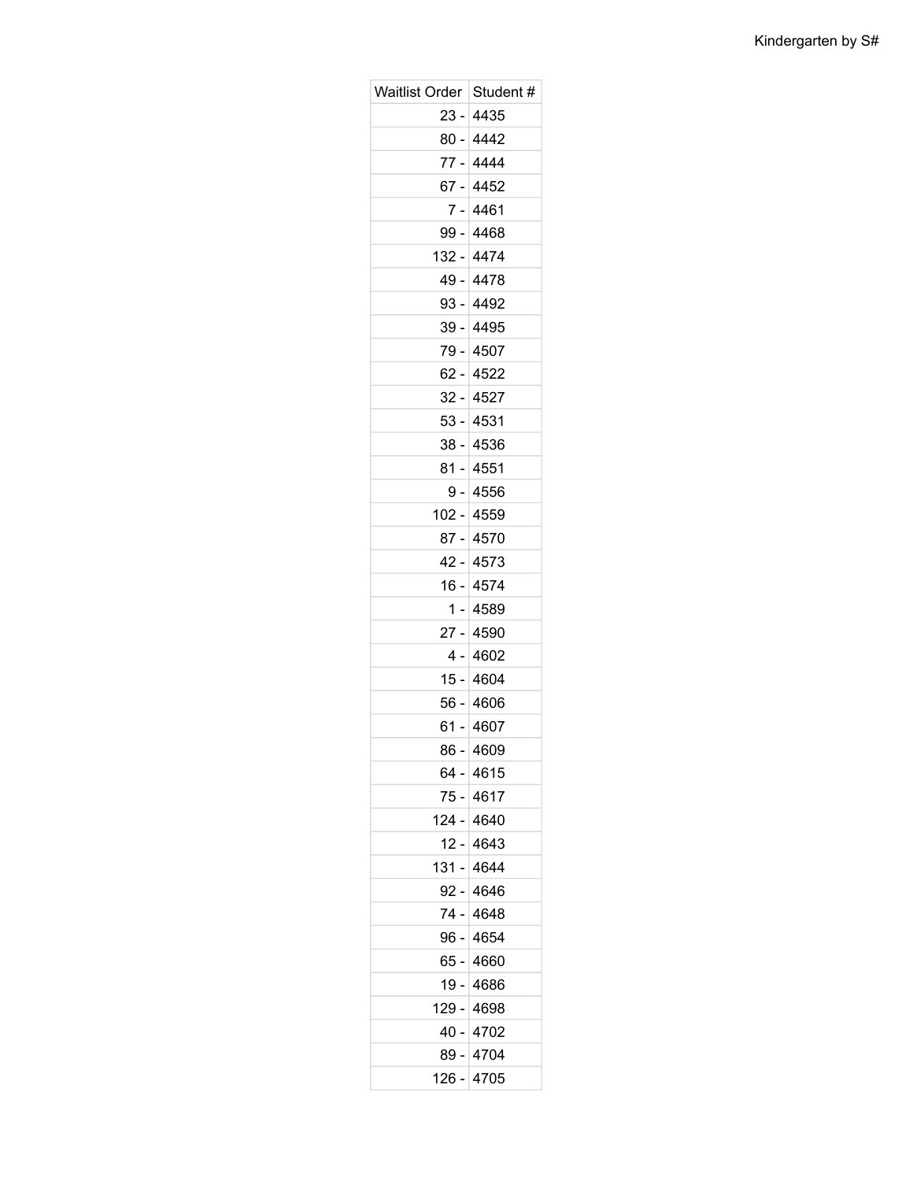| Waitlist Order | Student # |
|---|---|
| 23 - | 4435 |
| 80 - | 4442 |
| 77 - | 4444 |
| 67 - | 4452 |
| 7 - | 4461 |
| 99 - | 4468 |
| 132 - | 4474 |
| 49 - | 4478 |
| 93 - | 4492 |
| 39 - | 4495 |
| 79 - | 4507 |
| 62 - | 4522 |
| 32 - | 4527 |
| 53 - | 4531 |
| 38 - | 4536 |
| 81 - | 4551 |
| 9 - | 4556 |
| 102 - | 4559 |
| 87 - | 4570 |
| 42 - | 4573 |
| 16 - | 4574 |
| 1 - | 4589 |
| 27 - | 4590 |
| 4 - | 4602 |
| 15 - | 4604 |
| 56 - | 4606 |
| 61 - | 4607 |
| 86 - | 4609 |
| 64 - | 4615 |
| 75 - | 4617 |
| 124 - | 4640 |
| 12 - | 4643 |
| 131 - | 4644 |
| 92 - | 4646 |
| 74 - | 4648 |
| 96 - | 4654 |
| 65 - | 4660 |
| 19 - | 4686 |
| 129 - | 4698 |
| 40 - | 4702 |
| 89 - | 4704 |
| 126 - | 4705 |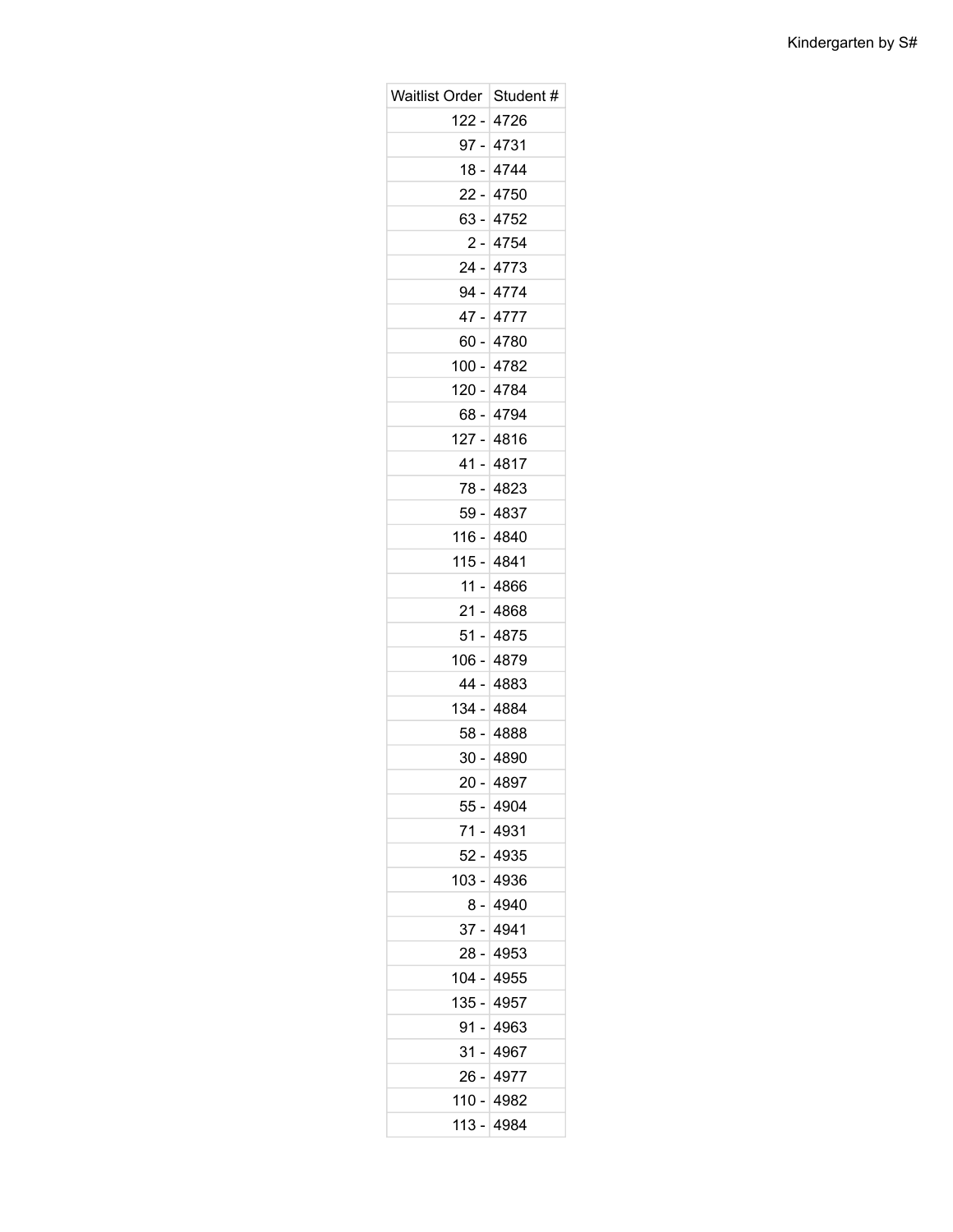Kindergarten by S#

| Waitlist Order | Student # |
|---:|---|
| 122 - | 4726 |
| 97 - | 4731 |
| 18 - | 4744 |
| 22 - | 4750 |
| 63 - | 4752 |
| 2 - | 4754 |
| 24 - | 4773 |
| 94 - | 4774 |
| 47 - | 4777 |
| 60 - | 4780 |
| 100 - | 4782 |
| 120 - | 4784 |
| 68 - | 4794 |
| 127 - | 4816 |
| 41 - | 4817 |
| 78 - | 4823 |
| 59 - | 4837 |
| 116 - | 4840 |
| 115 - | 4841 |
| 11 - | 4866 |
| 21 - | 4868 |
| 51 - | 4875 |
| 106 - | 4879 |
| 44 - | 4883 |
| 134 - | 4884 |
| 58 - | 4888 |
| 30 - | 4890 |
| 20 - | 4897 |
| 55 - | 4904 |
| 71 - | 4931 |
| 52 - | 4935 |
| 103 - | 4936 |
| 8 - | 4940 |
| 37 - | 4941 |
| 28 - | 4953 |
| 104 - | 4955 |
| 135 - | 4957 |
| 91 - | 4963 |
| 31 - | 4967 |
| 26 - | 4977 |
| 110 - | 4982 |
| 113 - | 4984 |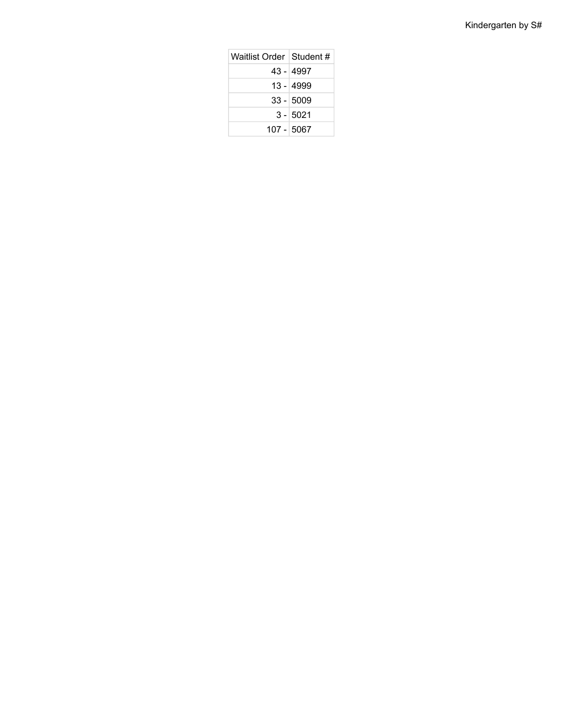Kindergarten by S#

| Waitlist Order | Student # |
|---|---|
| 43 - | 4997 |
| 13 - | 4999 |
| 33 - | 5009 |
| 3 - | 5021 |
| 107 - | 5067 |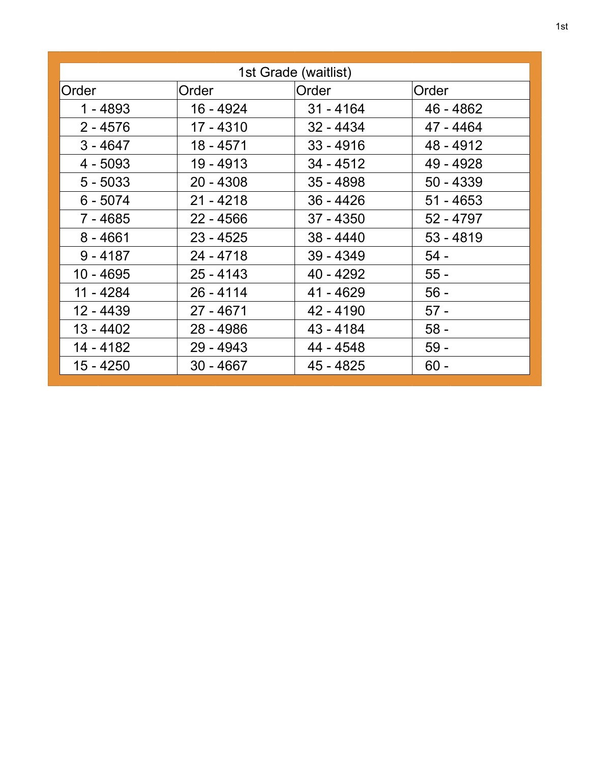| 1st Grade (waitlist) | | | |
|---|---|---|---|
| Order | Order | Order | Order |
| 1 - 4893 | 16 - 4924 | 31 - 4164 | 46 - 4862 |
| 2 - 4576 | 17 - 4310 | 32 - 4434 | 47 - 4464 |
| 3 - 4647 | 18 - 4571 | 33 - 4916 | 48 - 4912 |
| 4 - 5093 | 19 - 4913 | 34 - 4512 | 49 - 4928 |
| 5 - 5033 | 20 - 4308 | 35 - 4898 | 50 - 4339 |
| 6 - 5074 | 21 - 4218 | 36 - 4426 | 51 - 4653 |
| 7 - 4685 | 22 - 4566 | 37 - 4350 | 52 - 4797 |
| 8 - 4661 | 23 - 4525 | 38 - 4440 | 53 - 4819 |
| 9 - 4187 | 24 - 4718 | 39 - 4349 | 54 - |
| 10 - 4695 | 25 - 4143 | 40 - 4292 | 55 - |
| 11 - 4284 | 26 - 4114 | 41 - 4629 | 56 - |
| 12 - 4439 | 27 - 4671 | 42 - 4190 | 57 - |
| 13 - 4402 | 28 - 4986 | 43 - 4184 | 58 - |
| 14 - 4182 | 29 - 4943 | 44 - 4548 | 59 - |
| 15 - 4250 | 30 - 4667 | 45 - 4825 | 60 - |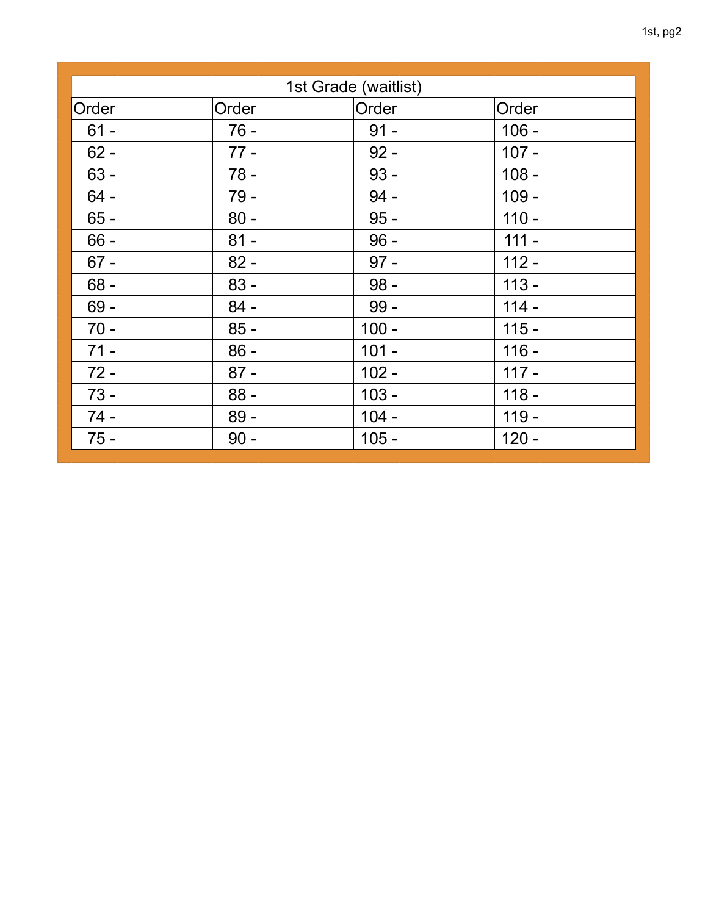| 1st Grade (waitlist) | | | |
|---|---|---|---|
| Order | Order | Order | Order |
| 61 - | 76 - | 91 - | 106 - |
| 62 - | 77 - | 92 - | 107 - |
| 63 - | 78 - | 93 - | 108 - |
| 64 - | 79 - | 94 - | 109 - |
| 65 - | 80 - | 95 - | 110 - |
| 66 - | 81 - | 96 - | 111 - |
| 67 - | 82 - | 97 - | 112 - |
| 68 - | 83 - | 98 - | 113 - |
| 69 - | 84 - | 99 - | 114 - |
| 70 - | 85 - | 100 - | 115 - |
| 71 - | 86 - | 101 - | 116 - |
| 72 - | 87 - | 102 - | 117 - |
| 73 - | 88 - | 103 - | 118 - |
| 74 - | 89 - | 104 - | 119 - |
| 75 - | 90 - | 105 - | 120 - |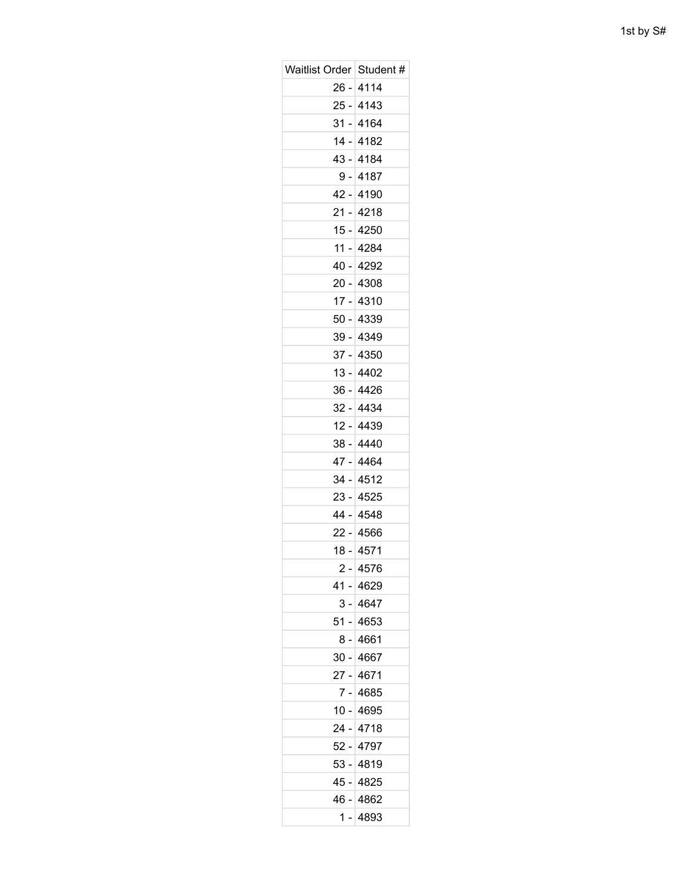1st by S#

| Waitlist Order | Student # |
|---|---|
| 26 - | 4114 |
| 25 - | 4143 |
| 31 - | 4164 |
| 14 - | 4182 |
| 43 - | 4184 |
| 9 - | 4187 |
| 42 - | 4190 |
| 21 - | 4218 |
| 15 - | 4250 |
| 11 - | 4284 |
| 40 - | 4292 |
| 20 - | 4308 |
| 17 - | 4310 |
| 50 - | 4339 |
| 39 - | 4349 |
| 37 - | 4350 |
| 13 - | 4402 |
| 36 - | 4426 |
| 32 - | 4434 |
| 12 - | 4439 |
| 38 - | 4440 |
| 47 - | 4464 |
| 34 - | 4512 |
| 23 - | 4525 |
| 44 - | 4548 |
| 22 - | 4566 |
| 18 - | 4571 |
| 2 - | 4576 |
| 41 - | 4629 |
| 3 - | 4647 |
| 51 - | 4653 |
| 8 - | 4661 |
| 30 - | 4667 |
| 27 - | 4671 |
| 7 - | 4685 |
| 10 - | 4695 |
| 24 - | 4718 |
| 52 - | 4797 |
| 53 - | 4819 |
| 45 - | 4825 |
| 46 - | 4862 |
| 1 - | 4893 |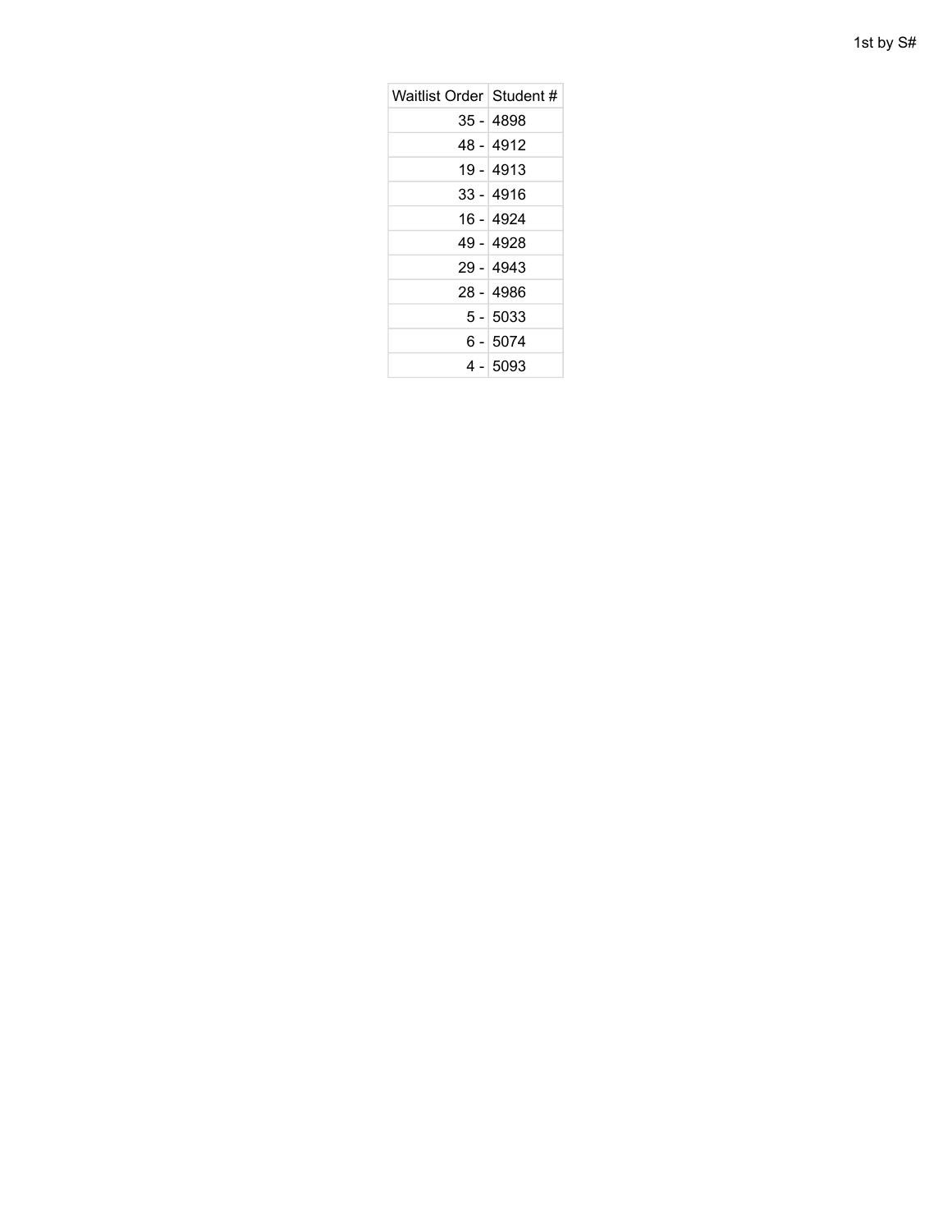1st by S#

| Waitlist Order | Student # |
|---|---|
| 35 - | 4898 |
| 48 - | 4912 |
| 19 - | 4913 |
| 33 - | 4916 |
| 16 - | 4924 |
| 49 - | 4928 |
| 29 - | 4943 |
| 28 - | 4986 |
| 5 - | 5033 |
| 6 - | 5074 |
| 4 - | 5093 |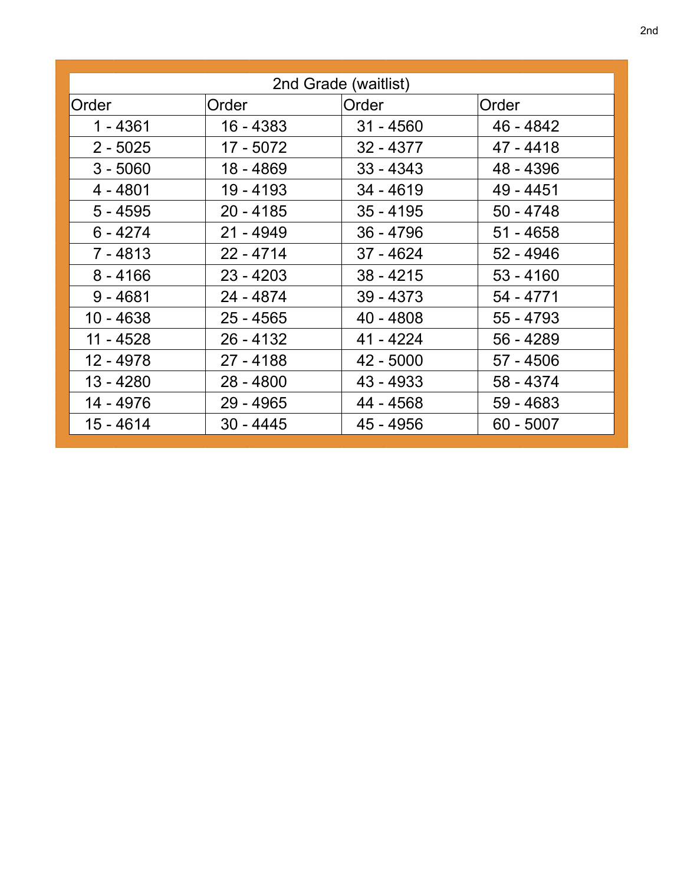| 2nd Grade (waitlist) | | | |
|---|---|---|---|
| Order | Order | Order | Order |
| 1 - 4361 | 16 - 4383 | 31 - 4560 | 46 - 4842 |
| 2 - 5025 | 17 - 5072 | 32 - 4377 | 47 - 4418 |
| 3 - 5060 | 18 - 4869 | 33 - 4343 | 48 - 4396 |
| 4 - 4801 | 19 - 4193 | 34 - 4619 | 49 - 4451 |
| 5 - 4595 | 20 - 4185 | 35 - 4195 | 50 - 4748 |
| 6 - 4274 | 21 - 4949 | 36 - 4796 | 51 - 4658 |
| 7 - 4813 | 22 - 4714 | 37 - 4624 | 52 - 4946 |
| 8 - 4166 | 23 - 4203 | 38 - 4215 | 53 - 4160 |
| 9 - 4681 | 24 - 4874 | 39 - 4373 | 54 - 4771 |
| 10 - 4638 | 25 - 4565 | 40 - 4808 | 55 - 4793 |
| 11 - 4528 | 26 - 4132 | 41 - 4224 | 56 - 4289 |
| 12 - 4978 | 27 - 4188 | 42 - 5000 | 57 - 4506 |
| 13 - 4280 | 28 - 4800 | 43 - 4933 | 58 - 4374 |
| 14 - 4976 | 29 - 4965 | 44 - 4568 | 59 - 4683 |
| 15 - 4614 | 30 - 4445 | 45 - 4956 | 60 - 5007 |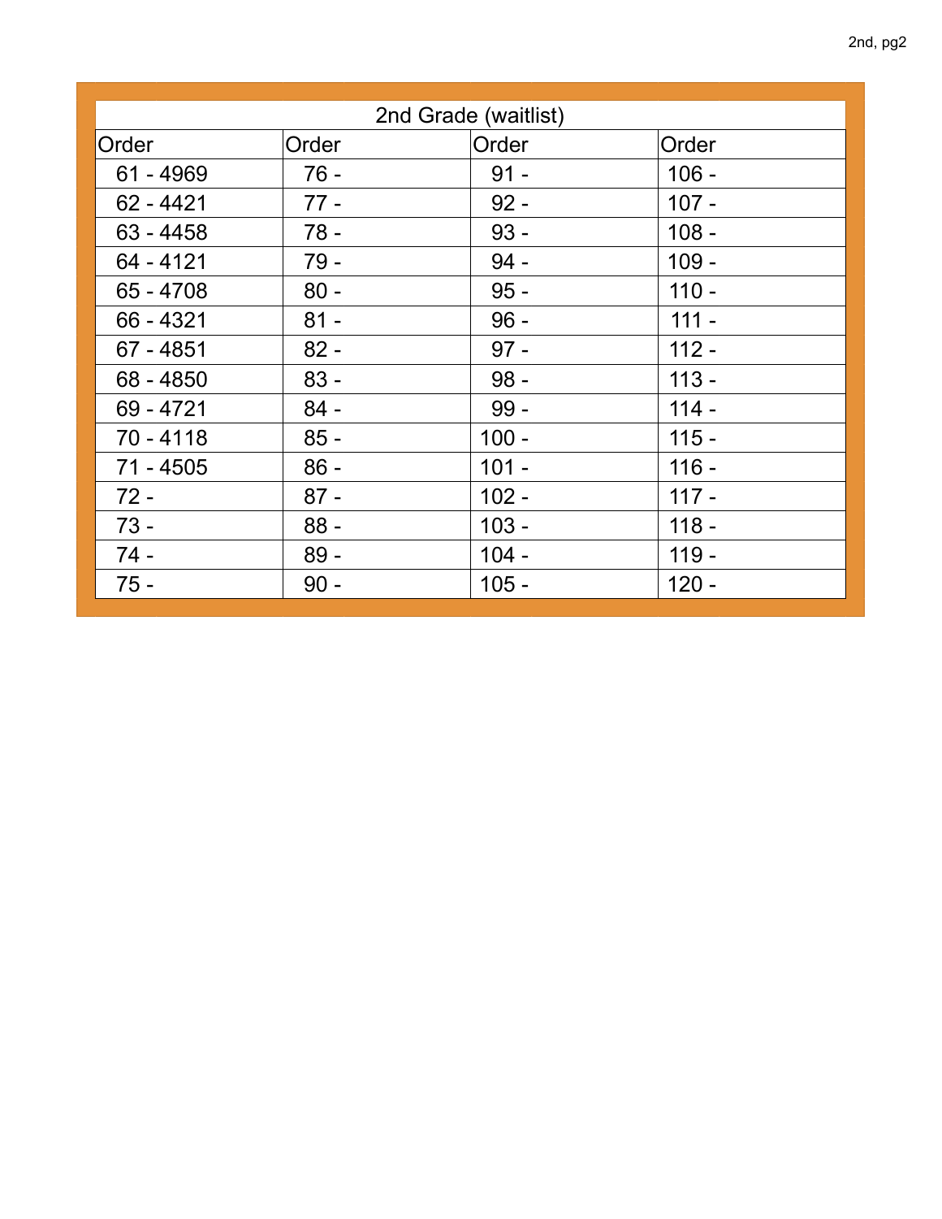| 2nd Grade (waitlist) | | | |
|---|---|---|---|
| Order | Order | Order | Order |
| 61 - 4969 | 76 - | 91 - | 106 - |
| 62 - 4421 | 77 - | 92 - | 107 - |
| 63 - 4458 | 78 - | 93 - | 108 - |
| 64 - 4121 | 79 - | 94 - | 109 - |
| 65 - 4708 | 80 - | 95 - | 110 - |
| 66 - 4321 | 81 - | 96 - | 111 - |
| 67 - 4851 | 82 - | 97 - | 112 - |
| 68 - 4850 | 83 - | 98 - | 113 - |
| 69 - 4721 | 84 - | 99 - | 114 - |
| 70 - 4118 | 85 - | 100 - | 115 - |
| 71 - 4505 | 86 - | 101 - | 116 - |
| 72 - | 87 - | 102 - | 117 - |
| 73 - | 88 - | 103 - | 118 - |
| 74 - | 89 - | 104 - | 119 - |
| 75 - | 90 - | 105 - | 120 - |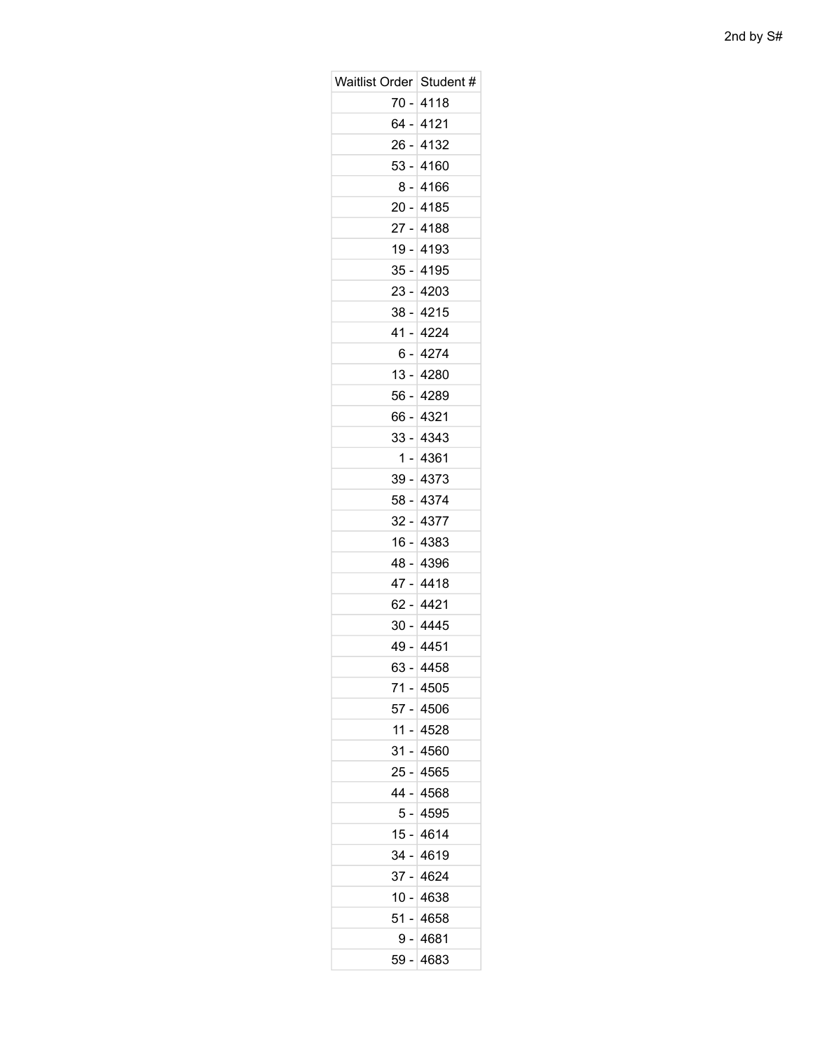2nd by S#

| Waitlist Order | Student # |
| --- | --- |
| 70 - | 4118 |
| 64 - | 4121 |
| 26 - | 4132 |
| 53 - | 4160 |
| 8 - | 4166 |
| 20 - | 4185 |
| 27 - | 4188 |
| 19 - | 4193 |
| 35 - | 4195 |
| 23 - | 4203 |
| 38 - | 4215 |
| 41 - | 4224 |
| 6 - | 4274 |
| 13 - | 4280 |
| 56 - | 4289 |
| 66 - | 4321 |
| 33 - | 4343 |
| 1 - | 4361 |
| 39 - | 4373 |
| 58 - | 4374 |
| 32 - | 4377 |
| 16 - | 4383 |
| 48 - | 4396 |
| 47 - | 4418 |
| 62 - | 4421 |
| 30 - | 4445 |
| 49 - | 4451 |
| 63 - | 4458 |
| 71 - | 4505 |
| 57 - | 4506 |
| 11 - | 4528 |
| 31 - | 4560 |
| 25 - | 4565 |
| 44 - | 4568 |
| 5 - | 4595 |
| 15 - | 4614 |
| 34 - | 4619 |
| 37 - | 4624 |
| 10 - | 4638 |
| 51 - | 4658 |
| 9 - | 4681 |
| 59 - | 4683 |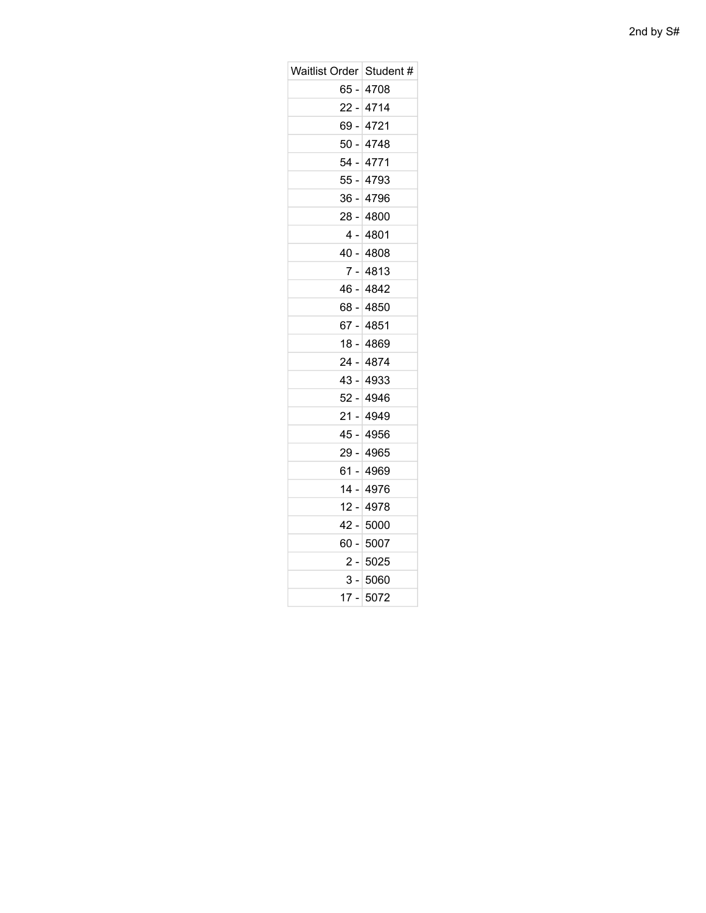2nd by S#

| Waitlist Order | Student # |
|---|---|
| 65 - | 4708 |
| 22 - | 4714 |
| 69 - | 4721 |
| 50 - | 4748 |
| 54 - | 4771 |
| 55 - | 4793 |
| 36 - | 4796 |
| 28 - | 4800 |
| 4 - | 4801 |
| 40 - | 4808 |
| 7 - | 4813 |
| 46 - | 4842 |
| 68 - | 4850 |
| 67 - | 4851 |
| 18 - | 4869 |
| 24 - | 4874 |
| 43 - | 4933 |
| 52 - | 4946 |
| 21 - | 4949 |
| 45 - | 4956 |
| 29 - | 4965 |
| 61 - | 4969 |
| 14 - | 4976 |
| 12 - | 4978 |
| 42 - | 5000 |
| 60 - | 5007 |
| 2 - | 5025 |
| 3 - | 5060 |
| 17 - | 5072 |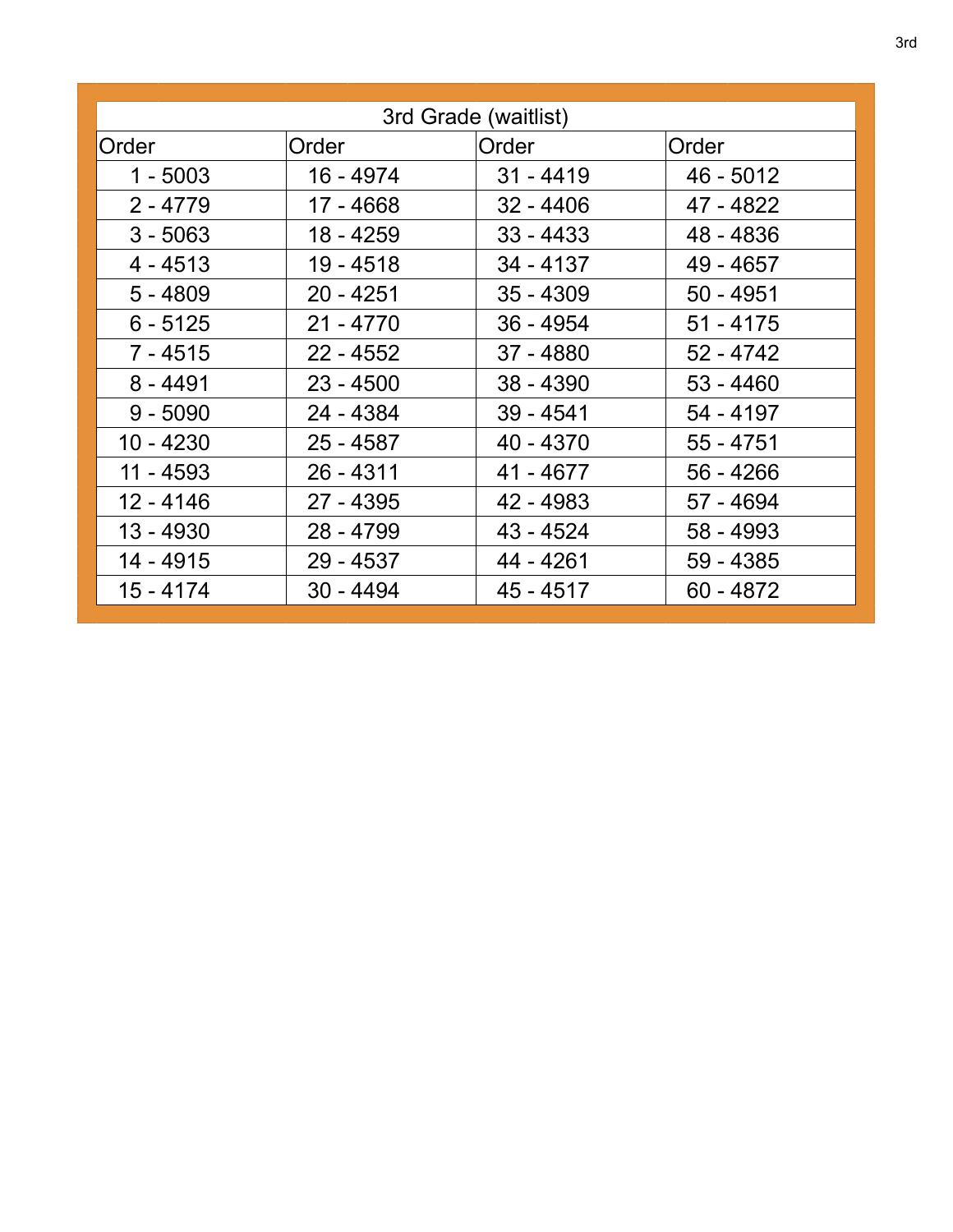| 3rd Grade (waitlist) | | | |
|---|---|---|---|
| Order | Order | Order | Order |
| 1 - 5003 | 16 - 4974 | 31 - 4419 | 46 - 5012 |
| 2 - 4779 | 17 - 4668 | 32 - 4406 | 47 - 4822 |
| 3 - 5063 | 18 - 4259 | 33 - 4433 | 48 - 4836 |
| 4 - 4513 | 19 - 4518 | 34 - 4137 | 49 - 4657 |
| 5 - 4809 | 20 - 4251 | 35 - 4309 | 50 - 4951 |
| 6 - 5125 | 21 - 4770 | 36 - 4954 | 51 - 4175 |
| 7 - 4515 | 22 - 4552 | 37 - 4880 | 52 - 4742 |
| 8 - 4491 | 23 - 4500 | 38 - 4390 | 53 - 4460 |
| 9 - 5090 | 24 - 4384 | 39 - 4541 | 54 - 4197 |
| 10 - 4230 | 25 - 4587 | 40 - 4370 | 55 - 4751 |
| 11 - 4593 | 26 - 4311 | 41 - 4677 | 56 - 4266 |
| 12 - 4146 | 27 - 4395 | 42 - 4983 | 57 - 4694 |
| 13 - 4930 | 28 - 4799 | 43 - 4524 | 58 - 4993 |
| 14 - 4915 | 29 - 4537 | 44 - 4261 | 59 - 4385 |
| 15 - 4174 | 30 - 4494 | 45 - 4517 | 60 - 4872 |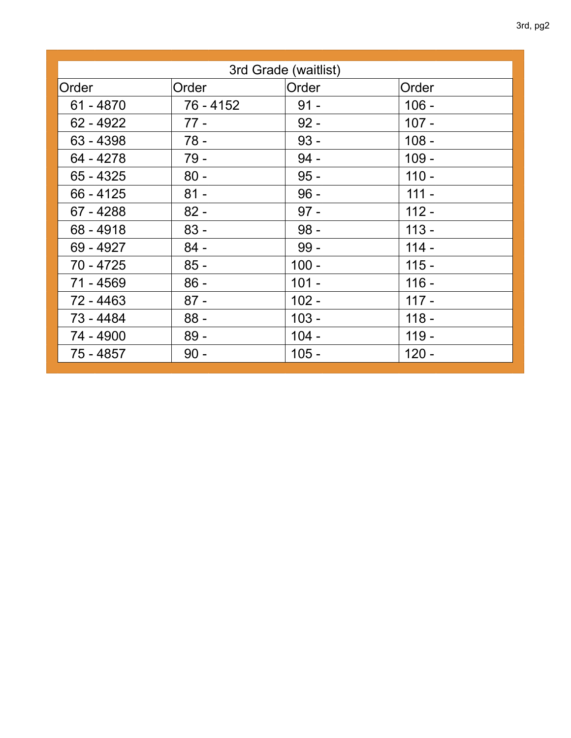| 3rd Grade (waitlist) | | | |
|---|---|---|---|
| Order | Order | Order | Order |
| 61 - 4870 | 76 - 4152 | 91 - | 106 - |
| 62 - 4922 | 77 - | 92 - | 107 - |
| 63 - 4398 | 78 - | 93 - | 108 - |
| 64 - 4278 | 79 - | 94 - | 109 - |
| 65 - 4325 | 80 - | 95 - | 110 - |
| 66 - 4125 | 81 - | 96 - | 111 - |
| 67 - 4288 | 82 - | 97 - | 112 - |
| 68 - 4918 | 83 - | 98 - | 113 - |
| 69 - 4927 | 84 - | 99 - | 114 - |
| 70 - 4725 | 85 - | 100 - | 115 - |
| 71 - 4569 | 86 - | 101 - | 116 - |
| 72 - 4463 | 87 - | 102 - | 117 - |
| 73 - 4484 | 88 - | 103 - | 118 - |
| 74 - 4900 | 89 - | 104 - | 119 - |
| 75 - 4857 | 90 - | 105 - | 120 - |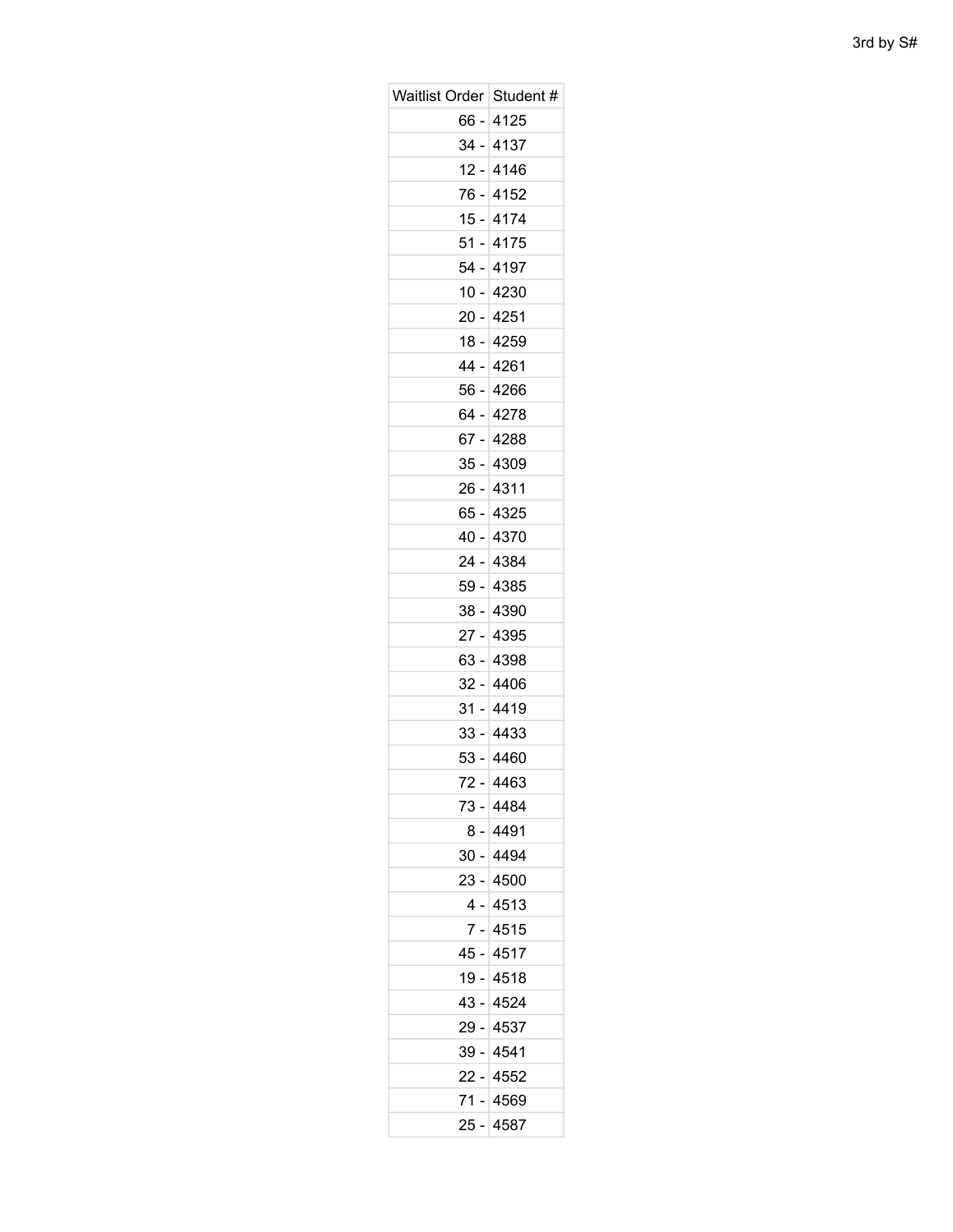3rd by S#

| Waitlist Order | Student # |
|---|---|
| 66 - | 4125 |
| 34 - | 4137 |
| 12 - | 4146 |
| 76 - | 4152 |
| 15 - | 4174 |
| 51 - | 4175 |
| 54 - | 4197 |
| 10 - | 4230 |
| 20 - | 4251 |
| 18 - | 4259 |
| 44 - | 4261 |
| 56 - | 4266 |
| 64 - | 4278 |
| 67 - | 4288 |
| 35 - | 4309 |
| 26 - | 4311 |
| 65 - | 4325 |
| 40 - | 4370 |
| 24 - | 4384 |
| 59 - | 4385 |
| 38 - | 4390 |
| 27 - | 4395 |
| 63 - | 4398 |
| 32 - | 4406 |
| 31 - | 4419 |
| 33 - | 4433 |
| 53 - | 4460 |
| 72 - | 4463 |
| 73 - | 4484 |
| 8 - | 4491 |
| 30 - | 4494 |
| 23 - | 4500 |
| 4 - | 4513 |
| 7 - | 4515 |
| 45 - | 4517 |
| 19 - | 4518 |
| 43 - | 4524 |
| 29 - | 4537 |
| 39 - | 4541 |
| 22 - | 4552 |
| 71 - | 4569 |
| 25 - | 4587 |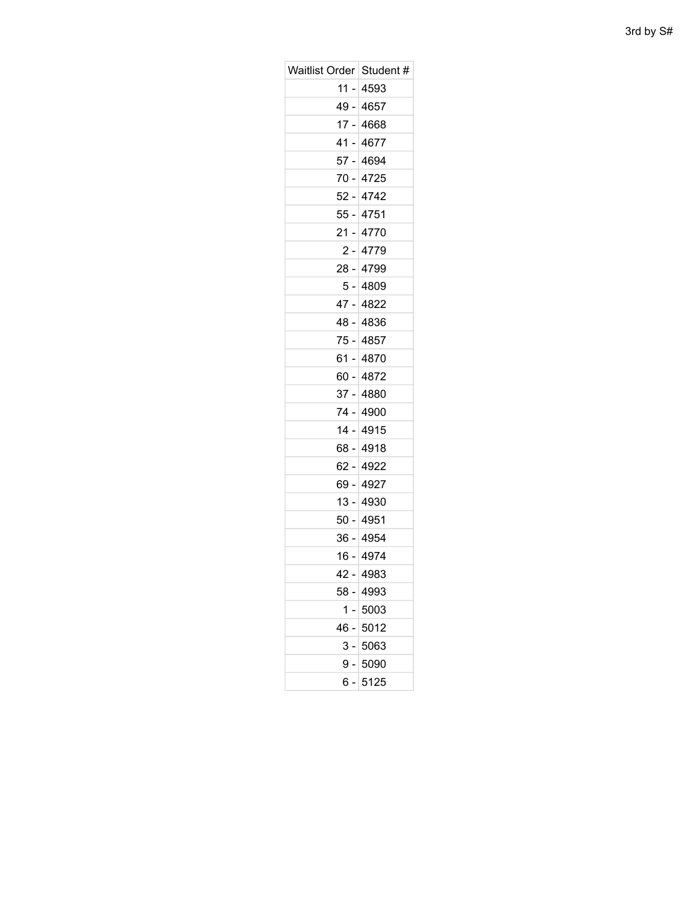3rd by S#

| Waitlist Order | Student # |
|---|---|
| 11 - | 4593 |
| 49 - | 4657 |
| 17 - | 4668 |
| 41 - | 4677 |
| 57 - | 4694 |
| 70 - | 4725 |
| 52 - | 4742 |
| 55 - | 4751 |
| 21 - | 4770 |
| 2 - | 4779 |
| 28 - | 4799 |
| 5 - | 4809 |
| 47 - | 4822 |
| 48 - | 4836 |
| 75 - | 4857 |
| 61 - | 4870 |
| 60 - | 4872 |
| 37 - | 4880 |
| 74 - | 4900 |
| 14 - | 4915 |
| 68 - | 4918 |
| 62 - | 4922 |
| 69 - | 4927 |
| 13 - | 4930 |
| 50 - | 4951 |
| 36 - | 4954 |
| 16 - | 4974 |
| 42 - | 4983 |
| 58 - | 4993 |
| 1 - | 5003 |
| 46 - | 5012 |
| 3 - | 5063 |
| 9 - | 5090 |
| 6 - | 5125 |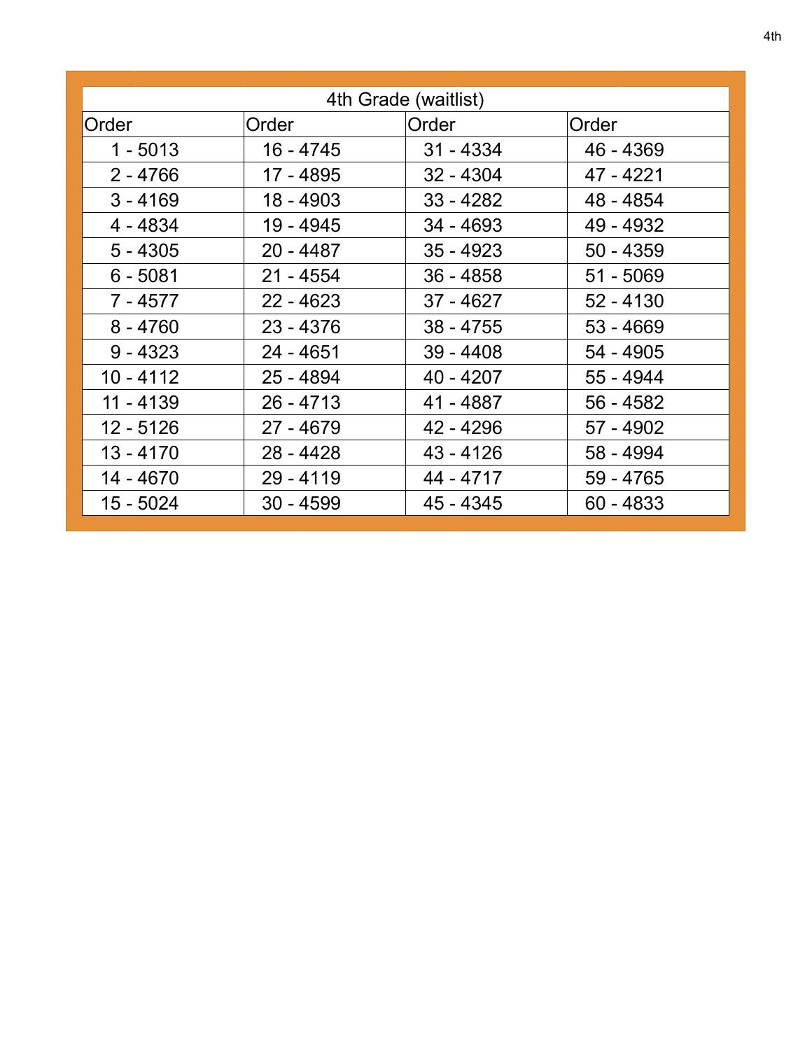| 4th Grade (waitlist) | | | |
|---|---|---|---|
| Order | Order | Order | Order |
| 1 - 5013 | 16 - 4745 | 31 - 4334 | 46 - 4369 |
| 2 - 4766 | 17 - 4895 | 32 - 4304 | 47 - 4221 |
| 3 - 4169 | 18 - 4903 | 33 - 4282 | 48 - 4854 |
| 4 - 4834 | 19 - 4945 | 34 - 4693 | 49 - 4932 |
| 5 - 4305 | 20 - 4487 | 35 - 4923 | 50 - 4359 |
| 6 - 5081 | 21 - 4554 | 36 - 4858 | 51 - 5069 |
| 7 - 4577 | 22 - 4623 | 37 - 4627 | 52 - 4130 |
| 8 - 4760 | 23 - 4376 | 38 - 4755 | 53 - 4669 |
| 9 - 4323 | 24 - 4651 | 39 - 4408 | 54 - 4905 |
| 10 - 4112 | 25 - 4894 | 40 - 4207 | 55 - 4944 |
| 11 - 4139 | 26 - 4713 | 41 - 4887 | 56 - 4582 |
| 12 - 5126 | 27 - 4679 | 42 - 4296 | 57 - 4902 |
| 13 - 4170 | 28 - 4428 | 43 - 4126 | 58 - 4994 |
| 14 - 4670 | 29 - 4119 | 44 - 4717 | 59 - 4765 |
| 15 - 5024 | 30 - 4599 | 45 - 4345 | 60 - 4833 |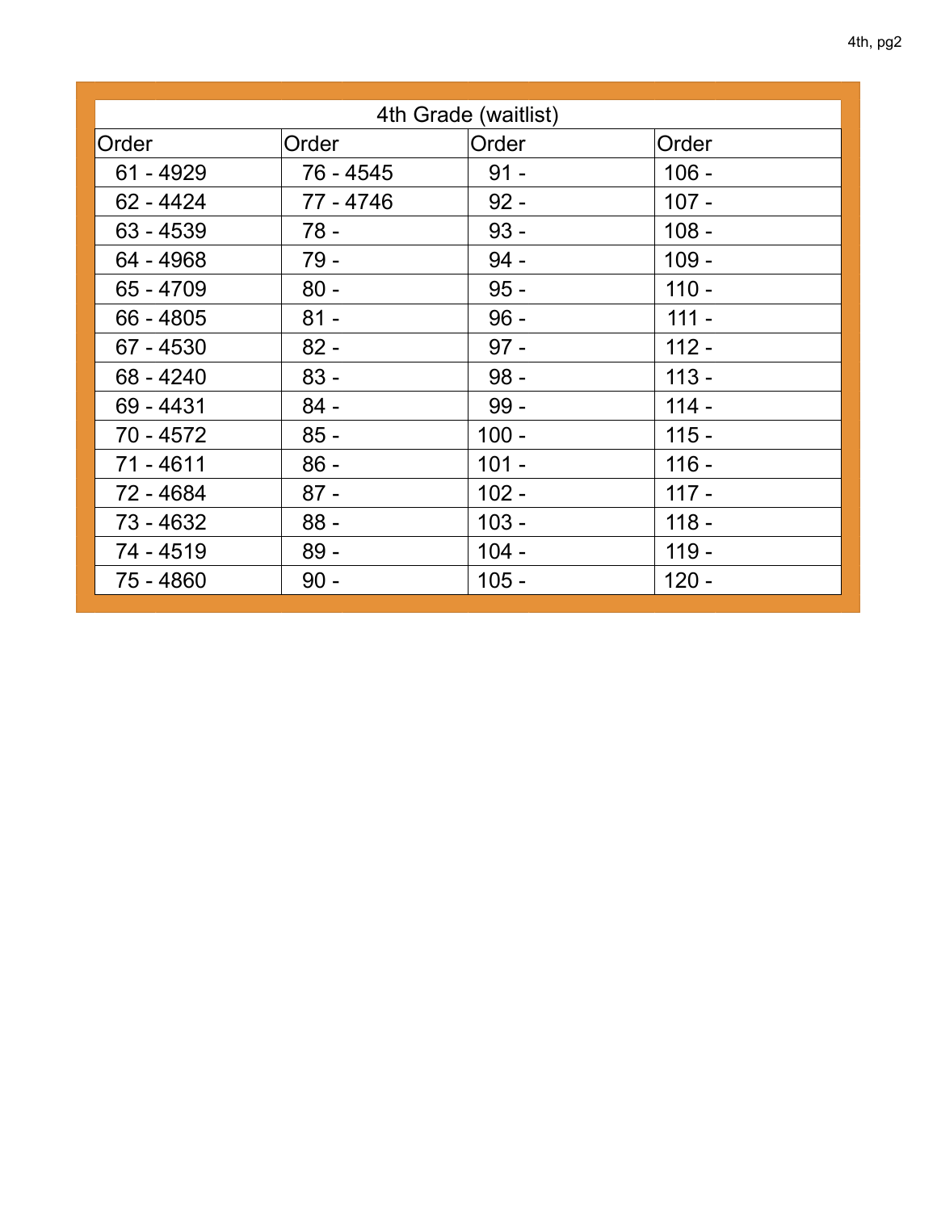| 4th Grade (waitlist) | | | |
|---|---|---|---|
| Order | Order | Order | Order |
| 61 - 4929 | 76 - 4545 | 91 - | 106 - |
| 62 - 4424 | 77 - 4746 | 92 - | 107 - |
| 63 - 4539 | 78 - | 93 - | 108 - |
| 64 - 4968 | 79 - | 94 - | 109 - |
| 65 - 4709 | 80 - | 95 - | 110 - |
| 66 - 4805 | 81 - | 96 - | 111 - |
| 67 - 4530 | 82 - | 97 - | 112 - |
| 68 - 4240 | 83 - | 98 - | 113 - |
| 69 - 4431 | 84 - | 99 - | 114 - |
| 70 - 4572 | 85 - | 100 - | 115 - |
| 71 - 4611 | 86 - | 101 - | 116 - |
| 72 - 4684 | 87 - | 102 - | 117 - |
| 73 - 4632 | 88 - | 103 - | 118 - |
| 74 - 4519 | 89 - | 104 - | 119 - |
| 75 - 4860 | 90 - | 105 - | 120 - |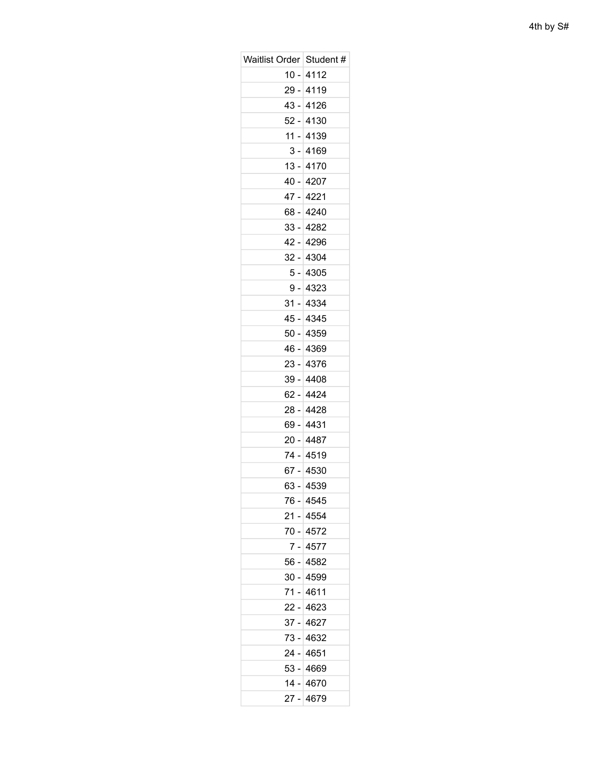4th by S#

| Waitlist Order | Student # |
| --- | --- |
| 10 - | 4112 |
| 29 - | 4119 |
| 43 - | 4126 |
| 52 - | 4130 |
| 11 - | 4139 |
| 3 - | 4169 |
| 13 - | 4170 |
| 40 - | 4207 |
| 47 - | 4221 |
| 68 - | 4240 |
| 33 - | 4282 |
| 42 - | 4296 |
| 32 - | 4304 |
| 5 - | 4305 |
| 9 - | 4323 |
| 31 - | 4334 |
| 45 - | 4345 |
| 50 - | 4359 |
| 46 - | 4369 |
| 23 - | 4376 |
| 39 - | 4408 |
| 62 - | 4424 |
| 28 - | 4428 |
| 69 - | 4431 |
| 20 - | 4487 |
| 74 - | 4519 |
| 67 - | 4530 |
| 63 - | 4539 |
| 76 - | 4545 |
| 21 - | 4554 |
| 70 - | 4572 |
| 7 - | 4577 |
| 56 - | 4582 |
| 30 - | 4599 |
| 71 - | 4611 |
| 22 - | 4623 |
| 37 - | 4627 |
| 73 - | 4632 |
| 24 - | 4651 |
| 53 - | 4669 |
| 14 - | 4670 |
| 27 - | 4679 |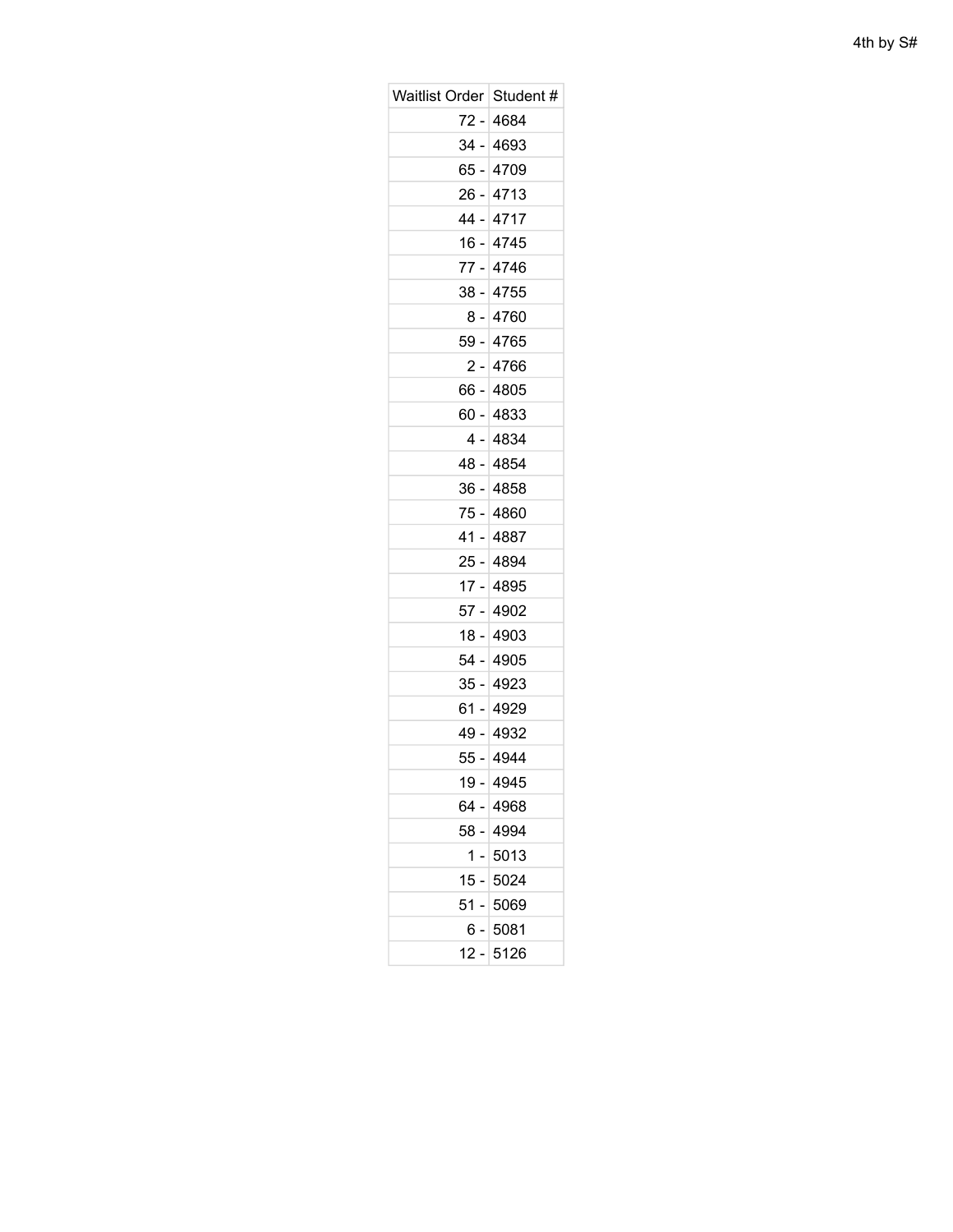4th by S#

| Waitlist Order | Student # |
|---|---|
| 72 - | 4684 |
| 34 - | 4693 |
| 65 - | 4709 |
| 26 - | 4713 |
| 44 - | 4717 |
| 16 - | 4745 |
| 77 - | 4746 |
| 38 - | 4755 |
| 8 - | 4760 |
| 59 - | 4765 |
| 2 - | 4766 |
| 66 - | 4805 |
| 60 - | 4833 |
| 4 - | 4834 |
| 48 - | 4854 |
| 36 - | 4858 |
| 75 - | 4860 |
| 41 - | 4887 |
| 25 - | 4894 |
| 17 - | 4895 |
| 57 - | 4902 |
| 18 - | 4903 |
| 54 - | 4905 |
| 35 - | 4923 |
| 61 - | 4929 |
| 49 - | 4932 |
| 55 - | 4944 |
| 19 - | 4945 |
| 64 - | 4968 |
| 58 - | 4994 |
| 1 - | 5013 |
| 15 - | 5024 |
| 51 - | 5069 |
| 6 - | 5081 |
| 12 - | 5126 |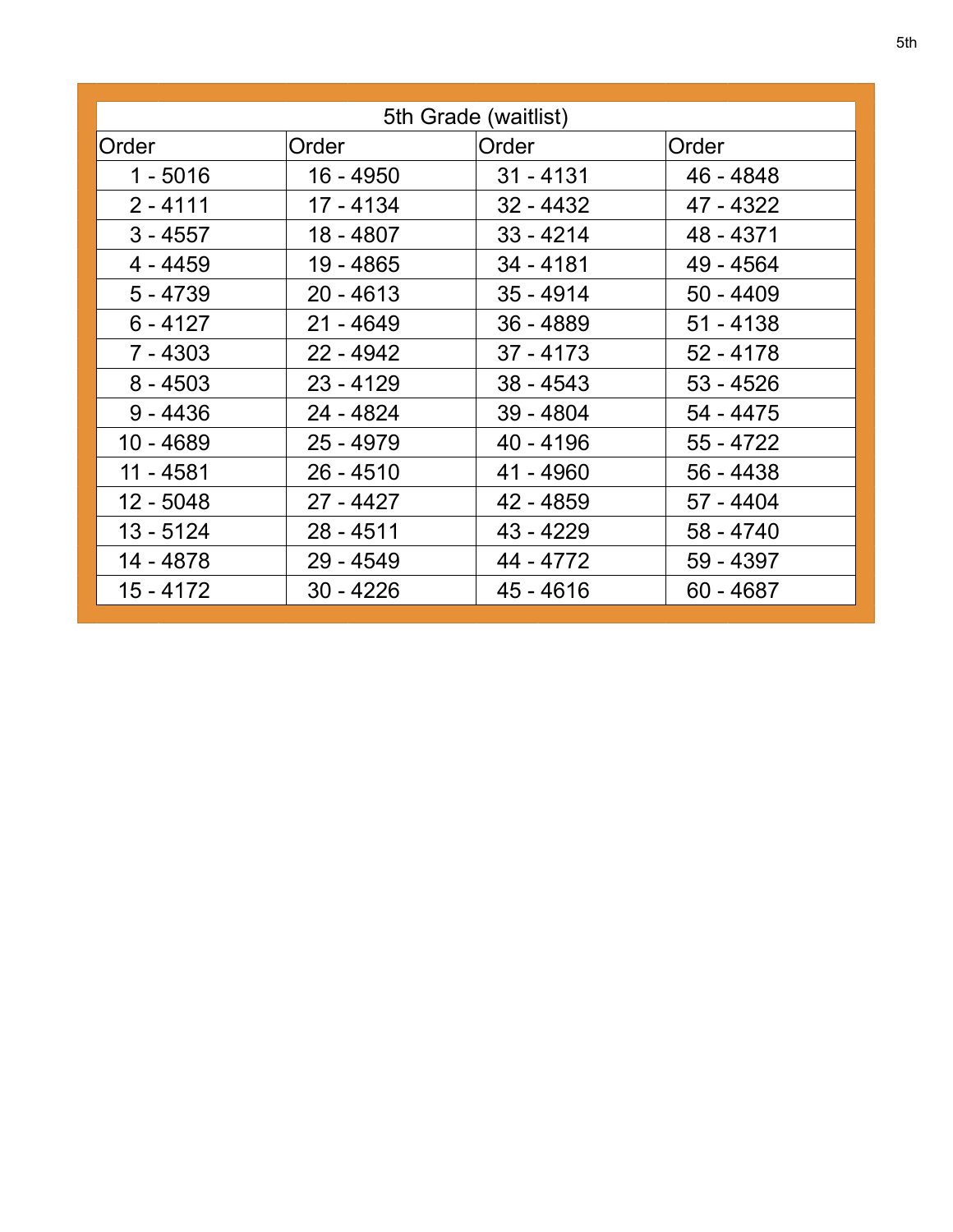| 5th Grade (waitlist) | | | |
|---|---|---|---|
| Order | Order | Order | Order |
| 1 - 5016 | 16 - 4950 | 31 - 4131 | 46 - 4848 |
| 2 - 4111 | 17 - 4134 | 32 - 4432 | 47 - 4322 |
| 3 - 4557 | 18 - 4807 | 33 - 4214 | 48 - 4371 |
| 4 - 4459 | 19 - 4865 | 34 - 4181 | 49 - 4564 |
| 5 - 4739 | 20 - 4613 | 35 - 4914 | 50 - 4409 |
| 6 - 4127 | 21 - 4649 | 36 - 4889 | 51 - 4138 |
| 7 - 4303 | 22 - 4942 | 37 - 4173 | 52 - 4178 |
| 8 - 4503 | 23 - 4129 | 38 - 4543 | 53 - 4526 |
| 9 - 4436 | 24 - 4824 | 39 - 4804 | 54 - 4475 |
| 10 - 4689 | 25 - 4979 | 40 - 4196 | 55 - 4722 |
| 11 - 4581 | 26 - 4510 | 41 - 4960 | 56 - 4438 |
| 12 - 5048 | 27 - 4427 | 42 - 4859 | 57 - 4404 |
| 13 - 5124 | 28 - 4511 | 43 - 4229 | 58 - 4740 |
| 14 - 4878 | 29 - 4549 | 44 - 4772 | 59 - 4397 |
| 15 - 4172 | 30 - 4226 | 45 - 4616 | 60 - 4687 |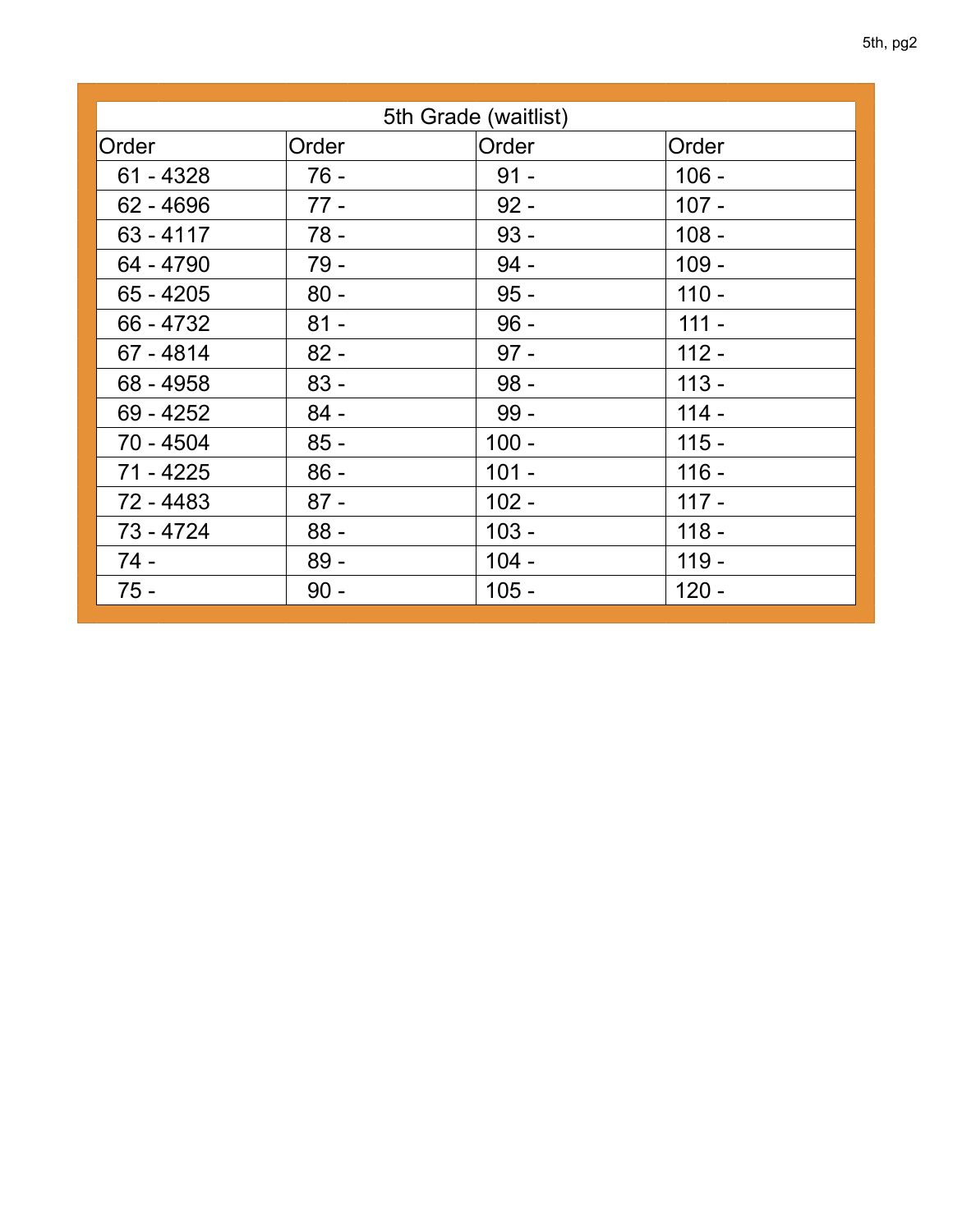| 5th Grade (waitlist) | | | |
|---|---|---|---|
| Order | Order | Order | Order |
| 61 - 4328 | 76 - | 91 - | 106 - |
| 62 - 4696 | 77 - | 92 - | 107 - |
| 63 - 4117 | 78 - | 93 - | 108 - |
| 64 - 4790 | 79 - | 94 - | 109 - |
| 65 - 4205 | 80 - | 95 - | 110 - |
| 66 - 4732 | 81 - | 96 - | 111 - |
| 67 - 4814 | 82 - | 97 - | 112 - |
| 68 - 4958 | 83 - | 98 - | 113 - |
| 69 - 4252 | 84 - | 99 - | 114 - |
| 70 - 4504 | 85 - | 100 - | 115 - |
| 71 - 4225 | 86 - | 101 - | 116 - |
| 72 - 4483 | 87 - | 102 - | 117 - |
| 73 - 4724 | 88 - | 103 - | 118 - |
| 74 - | 89 - | 104 - | 119 - |
| 75 - | 90 - | 105 - | 120 - |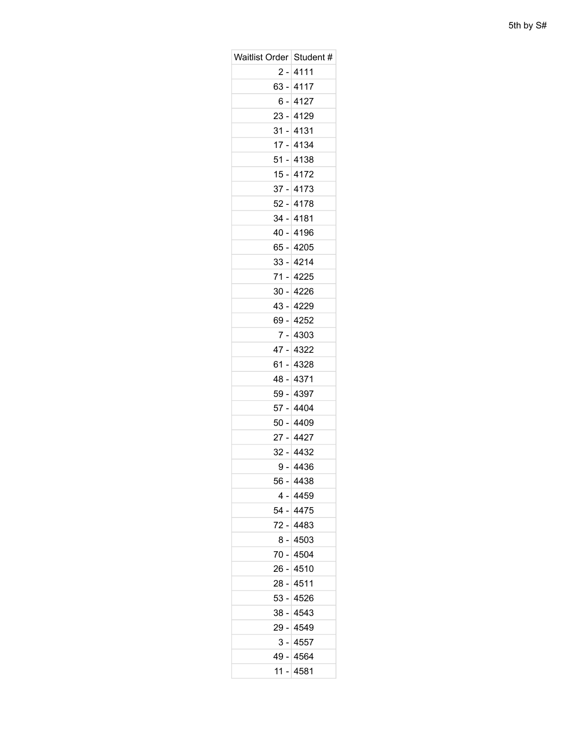| Waitlist Order | Student # |
| --- | --- |
| 2 - | 4111 |
| 63 - | 4117 |
| 6 - | 4127 |
| 23 - | 4129 |
| 31 - | 4131 |
| 17 - | 4134 |
| 51 - | 4138 |
| 15 - | 4172 |
| 37 - | 4173 |
| 52 - | 4178 |
| 34 - | 4181 |
| 40 - | 4196 |
| 65 - | 4205 |
| 33 - | 4214 |
| 71 - | 4225 |
| 30 - | 4226 |
| 43 - | 4229 |
| 69 - | 4252 |
| 7 - | 4303 |
| 47 - | 4322 |
| 61 - | 4328 |
| 48 - | 4371 |
| 59 - | 4397 |
| 57 - | 4404 |
| 50 - | 4409 |
| 27 - | 4427 |
| 32 - | 4432 |
| 9 - | 4436 |
| 56 - | 4438 |
| 4 - | 4459 |
| 54 - | 4475 |
| 72 - | 4483 |
| 8 - | 4503 |
| 70 - | 4504 |
| 26 - | 4510 |
| 28 - | 4511 |
| 53 - | 4526 |
| 38 - | 4543 |
| 29 - | 4549 |
| 3 - | 4557 |
| 49 - | 4564 |
| 11 - | 4581 |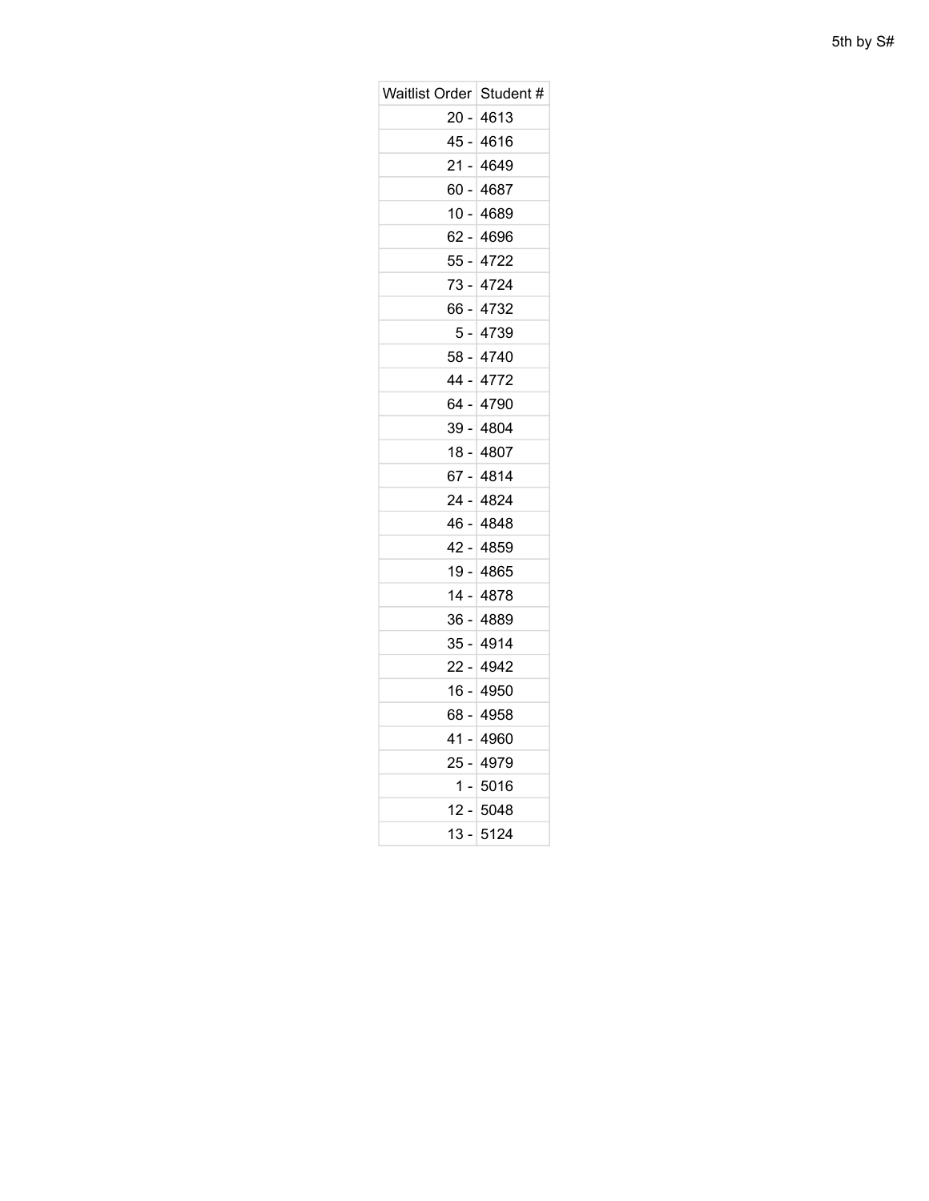5th by S#

| Waitlist Order | Student # |
|---|---|
| 20 - | 4613 |
| 45 - | 4616 |
| 21 - | 4649 |
| 60 - | 4687 |
| 10 - | 4689 |
| 62 - | 4696 |
| 55 - | 4722 |
| 73 - | 4724 |
| 66 - | 4732 |
| 5 - | 4739 |
| 58 - | 4740 |
| 44 - | 4772 |
| 64 - | 4790 |
| 39 - | 4804 |
| 18 - | 4807 |
| 67 - | 4814 |
| 24 - | 4824 |
| 46 - | 4848 |
| 42 - | 4859 |
| 19 - | 4865 |
| 14 - | 4878 |
| 36 - | 4889 |
| 35 - | 4914 |
| 22 - | 4942 |
| 16 - | 4950 |
| 68 - | 4958 |
| 41 - | 4960 |
| 25 - | 4979 |
| 1 - | 5016 |
| 12 - | 5048 |
| 13 - | 5124 |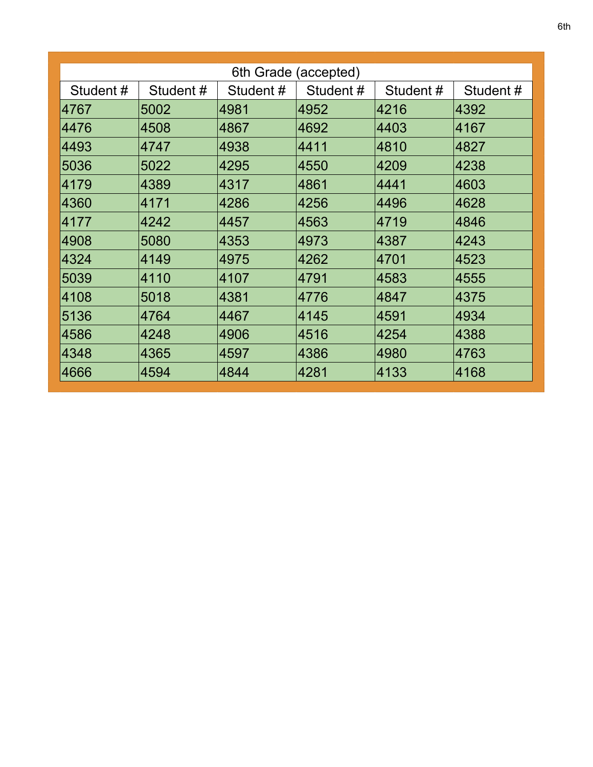| 6th Grade (accepted) | | | | | |
|---|---|---|---|---|---|
| Student # | Student # | Student # | Student # | Student # | Student # |
| 4767 | 5002 | 4981 | 4952 | 4216 | 4392 |
| 4476 | 4508 | 4867 | 4692 | 4403 | 4167 |
| 4493 | 4747 | 4938 | 4411 | 4810 | 4827 |
| 5036 | 5022 | 4295 | 4550 | 4209 | 4238 |
| 4179 | 4389 | 4317 | 4861 | 4441 | 4603 |
| 4360 | 4171 | 4286 | 4256 | 4496 | 4628 |
| 4177 | 4242 | 4457 | 4563 | 4719 | 4846 |
| 4908 | 5080 | 4353 | 4973 | 4387 | 4243 |
| 4324 | 4149 | 4975 | 4262 | 4701 | 4523 |
| 5039 | 4110 | 4107 | 4791 | 4583 | 4555 |
| 4108 | 5018 | 4381 | 4776 | 4847 | 4375 |
| 5136 | 4764 | 4467 | 4145 | 4591 | 4934 |
| 4586 | 4248 | 4906 | 4516 | 4254 | 4388 |
| 4348 | 4365 | 4597 | 4386 | 4980 | 4763 |
| 4666 | 4594 | 4844 | 4281 | 4133 | 4168 |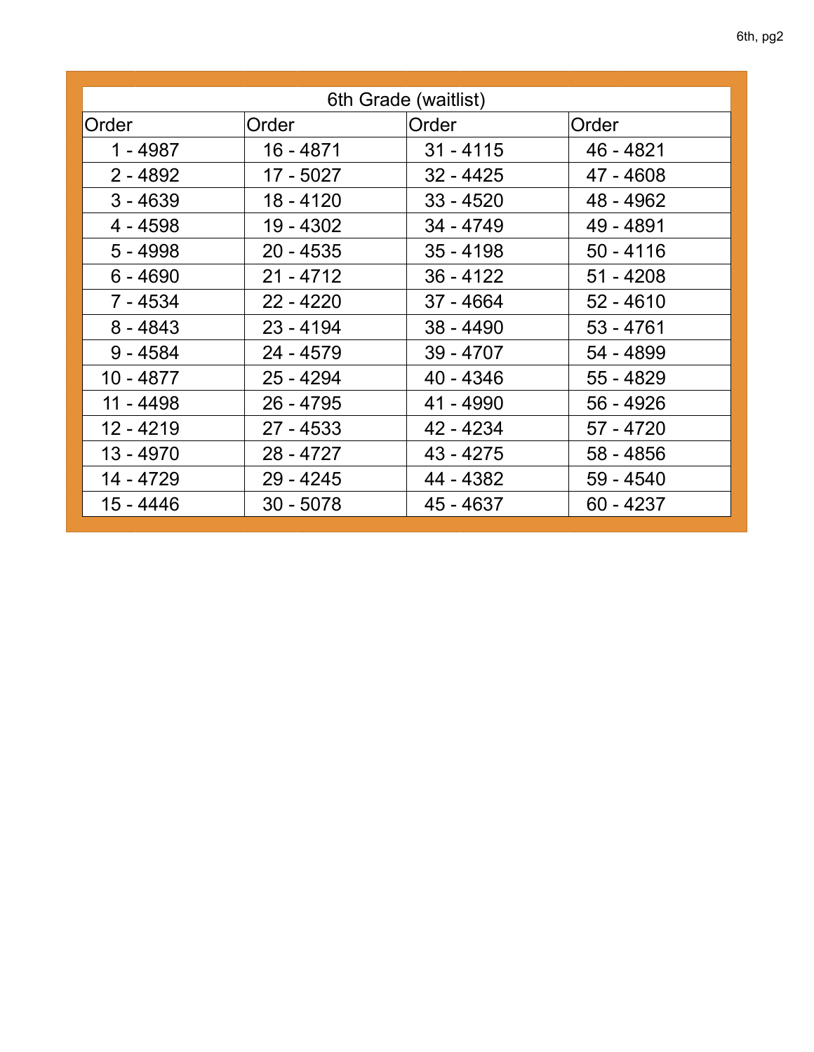| 6th Grade (waitlist) | | | |
|---|---|---|---|
| Order | Order | Order | Order |
| 1 - 4987 | 16 - 4871 | 31 - 4115 | 46 - 4821 |
| 2 - 4892 | 17 - 5027 | 32 - 4425 | 47 - 4608 |
| 3 - 4639 | 18 - 4120 | 33 - 4520 | 48 - 4962 |
| 4 - 4598 | 19 - 4302 | 34 - 4749 | 49 - 4891 |
| 5 - 4998 | 20 - 4535 | 35 - 4198 | 50 - 4116 |
| 6 - 4690 | 21 - 4712 | 36 - 4122 | 51 - 4208 |
| 7 - 4534 | 22 - 4220 | 37 - 4664 | 52 - 4610 |
| 8 - 4843 | 23 - 4194 | 38 - 4490 | 53 - 4761 |
| 9 - 4584 | 24 - 4579 | 39 - 4707 | 54 - 4899 |
| 10 - 4877 | 25 - 4294 | 40 - 4346 | 55 - 4829 |
| 11 - 4498 | 26 - 4795 | 41 - 4990 | 56 - 4926 |
| 12 - 4219 | 27 - 4533 | 42 - 4234 | 57 - 4720 |
| 13 - 4970 | 28 - 4727 | 43 - 4275 | 58 - 4856 |
| 14 - 4729 | 29 - 4245 | 44 - 4382 | 59 - 4540 |
| 15 - 4446 | 30 - 5078 | 45 - 4637 | 60 - 4237 |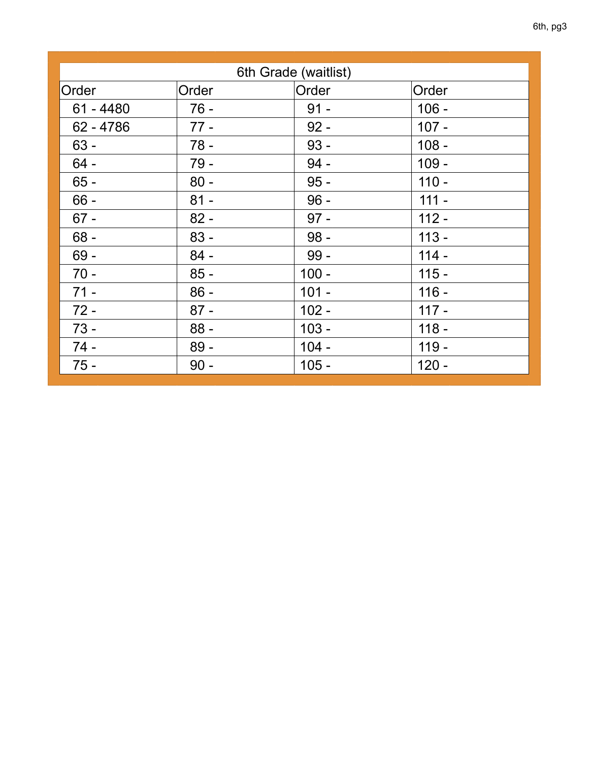| 6th Grade (waitlist) | | | |
|---|---|---|---|
| Order | Order | Order | Order |
| 61 - 4480 | 76 - | 91 - | 106 - |
| 62 - 4786 | 77 - | 92 - | 107 - |
| 63 - | 78 - | 93 - | 108 - |
| 64 - | 79 - | 94 - | 109 - |
| 65 - | 80 - | 95 - | 110 - |
| 66 - | 81 - | 96 - | 111 - |
| 67 - | 82 - | 97 - | 112 - |
| 68 - | 83 - | 98 - | 113 - |
| 69 - | 84 - | 99 - | 114 - |
| 70 - | 85 - | 100 - | 115 - |
| 71 - | 86 - | 101 - | 116 - |
| 72 - | 87 - | 102 - | 117 - |
| 73 - | 88 - | 103 - | 118 - |
| 74 - | 89 - | 104 - | 119 - |
| 75 - | 90 - | 105 - | 120 - |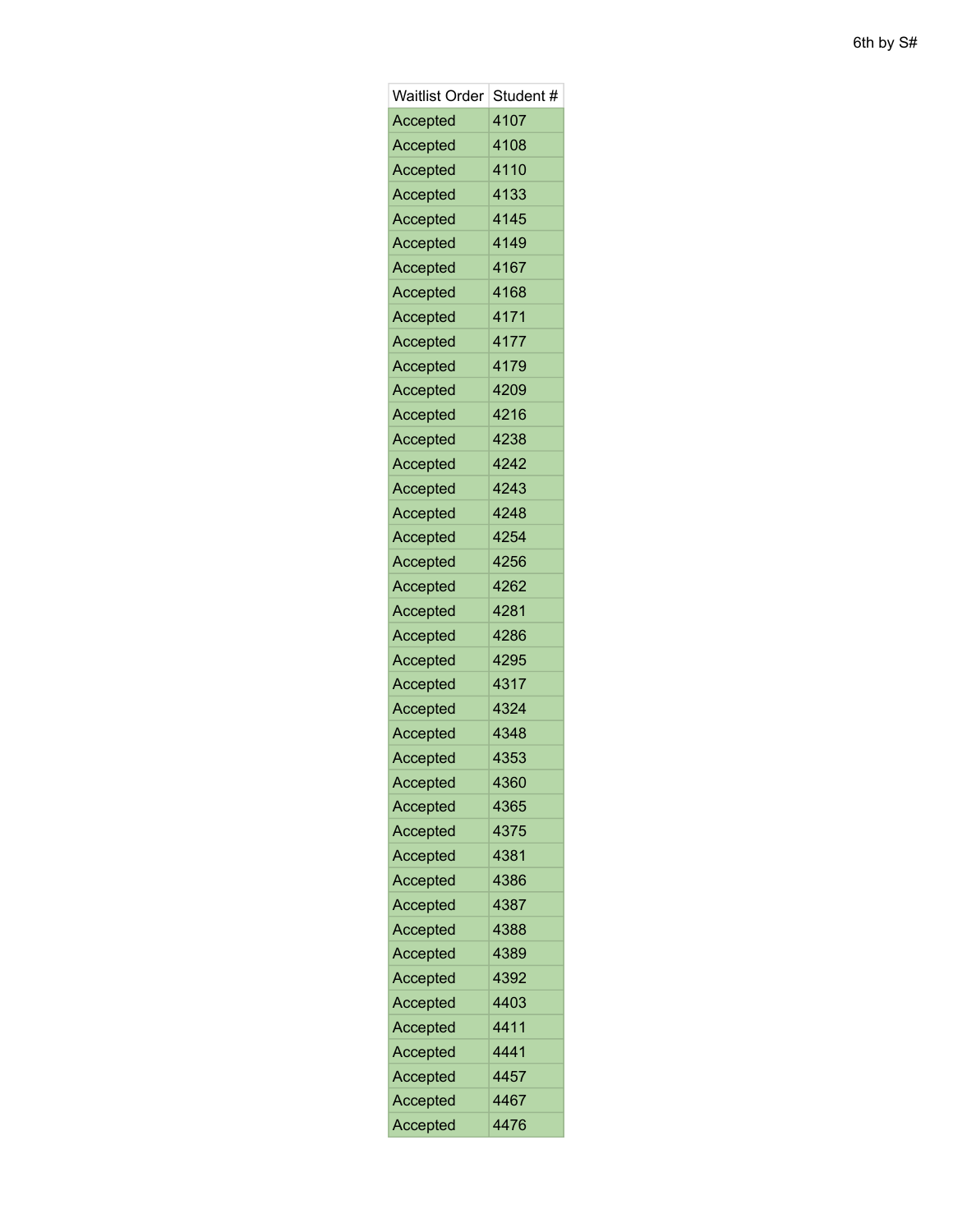| Waitlist Order | Student # |
| --- | --- |
| Accepted | 4107 |
| Accepted | 4108 |
| Accepted | 4110 |
| Accepted | 4133 |
| Accepted | 4145 |
| Accepted | 4149 |
| Accepted | 4167 |
| Accepted | 4168 |
| Accepted | 4171 |
| Accepted | 4177 |
| Accepted | 4179 |
| Accepted | 4209 |
| Accepted | 4216 |
| Accepted | 4238 |
| Accepted | 4242 |
| Accepted | 4243 |
| Accepted | 4248 |
| Accepted | 4254 |
| Accepted | 4256 |
| Accepted | 4262 |
| Accepted | 4281 |
| Accepted | 4286 |
| Accepted | 4295 |
| Accepted | 4317 |
| Accepted | 4324 |
| Accepted | 4348 |
| Accepted | 4353 |
| Accepted | 4360 |
| Accepted | 4365 |
| Accepted | 4375 |
| Accepted | 4381 |
| Accepted | 4386 |
| Accepted | 4387 |
| Accepted | 4388 |
| Accepted | 4389 |
| Accepted | 4392 |
| Accepted | 4403 |
| Accepted | 4411 |
| Accepted | 4441 |
| Accepted | 4457 |
| Accepted | 4467 |
| Accepted | 4476 |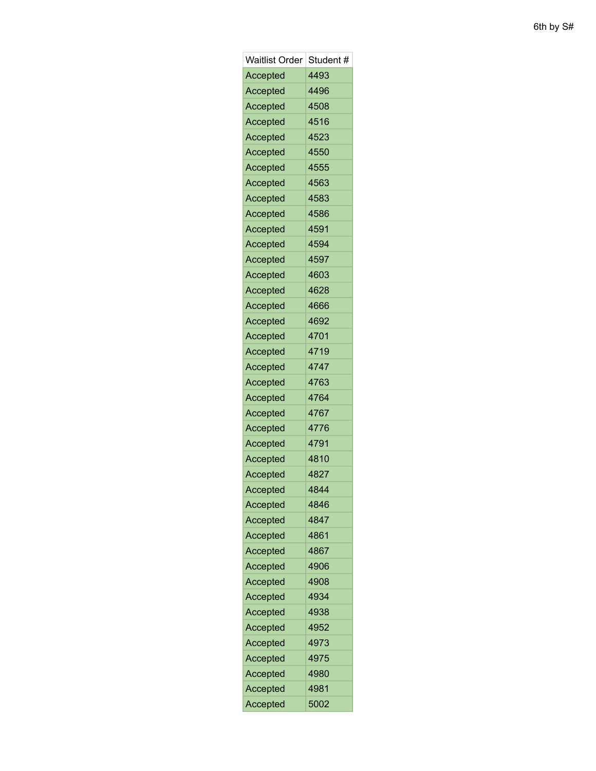6th by S#

| Waitlist Order | Student # |
|---|---|
| Accepted | 4493 |
| Accepted | 4496 |
| Accepted | 4508 |
| Accepted | 4516 |
| Accepted | 4523 |
| Accepted | 4550 |
| Accepted | 4555 |
| Accepted | 4563 |
| Accepted | 4583 |
| Accepted | 4586 |
| Accepted | 4591 |
| Accepted | 4594 |
| Accepted | 4597 |
| Accepted | 4603 |
| Accepted | 4628 |
| Accepted | 4666 |
| Accepted | 4692 |
| Accepted | 4701 |
| Accepted | 4719 |
| Accepted | 4747 |
| Accepted | 4763 |
| Accepted | 4764 |
| Accepted | 4767 |
| Accepted | 4776 |
| Accepted | 4791 |
| Accepted | 4810 |
| Accepted | 4827 |
| Accepted | 4844 |
| Accepted | 4846 |
| Accepted | 4847 |
| Accepted | 4861 |
| Accepted | 4867 |
| Accepted | 4906 |
| Accepted | 4908 |
| Accepted | 4934 |
| Accepted | 4938 |
| Accepted | 4952 |
| Accepted | 4973 |
| Accepted | 4975 |
| Accepted | 4980 |
| Accepted | 4981 |
| Accepted | 5002 |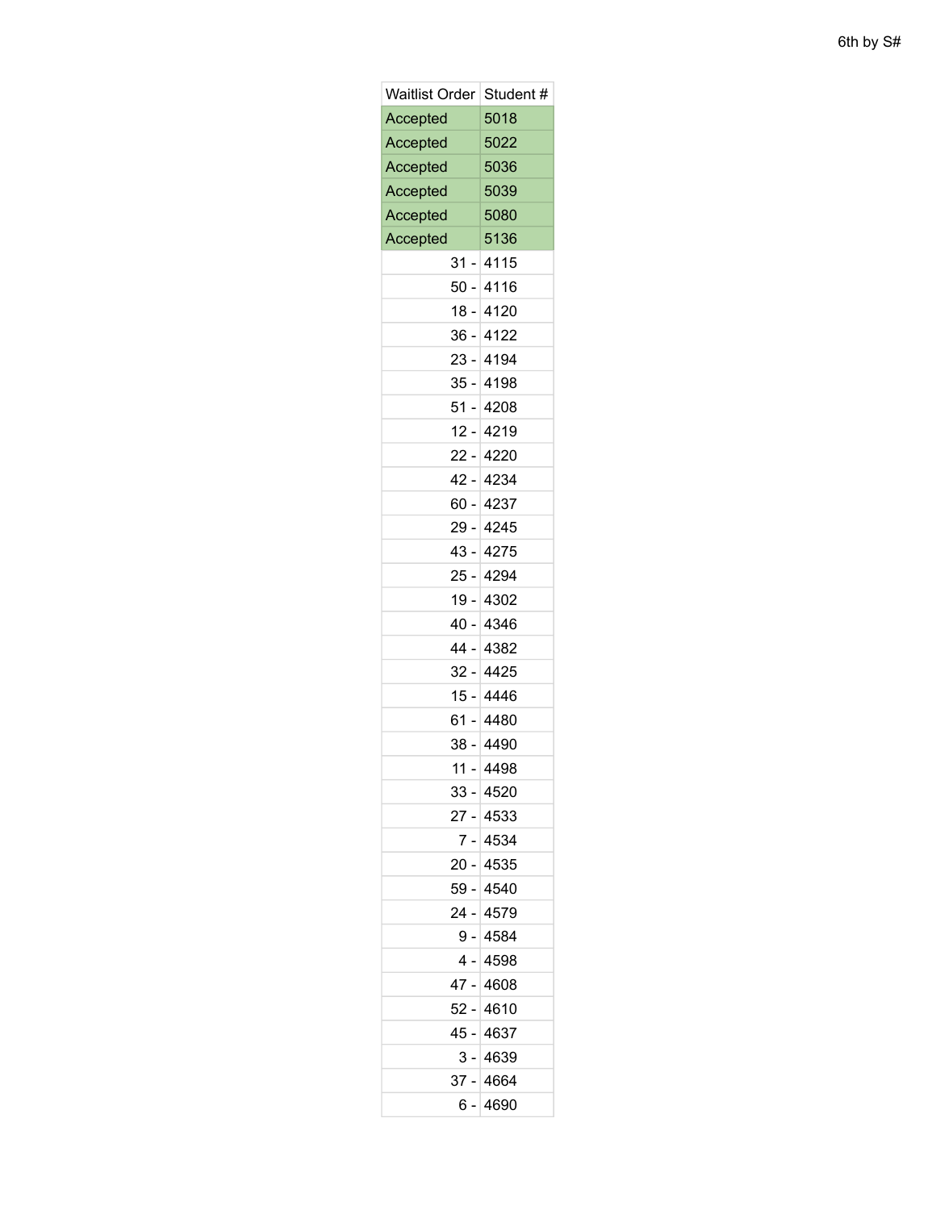6th by S#

| Waitlist Order | Student # |
| --- | --- |
| Accepted | 5018 |
| Accepted | 5022 |
| Accepted | 5036 |
| Accepted | 5039 |
| Accepted | 5080 |
| Accepted | 5136 |
| 31 - | 4115 |
| 50 - | 4116 |
| 18 - | 4120 |
| 36 - | 4122 |
| 23 - | 4194 |
| 35 - | 4198 |
| 51 - | 4208 |
| 12 - | 4219 |
| 22 - | 4220 |
| 42 - | 4234 |
| 60 - | 4237 |
| 29 - | 4245 |
| 43 - | 4275 |
| 25 - | 4294 |
| 19 - | 4302 |
| 40 - | 4346 |
| 44 - | 4382 |
| 32 - | 4425 |
| 15 - | 4446 |
| 61 - | 4480 |
| 38 - | 4490 |
| 11 - | 4498 |
| 33 - | 4520 |
| 27 - | 4533 |
| 7 - | 4534 |
| 20 - | 4535 |
| 59 - | 4540 |
| 24 - | 4579 |
| 9 - | 4584 |
| 4 - | 4598 |
| 47 - | 4608 |
| 52 - | 4610 |
| 45 - | 4637 |
| 3 - | 4639 |
| 37 - | 4664 |
| 6 - | 4690 |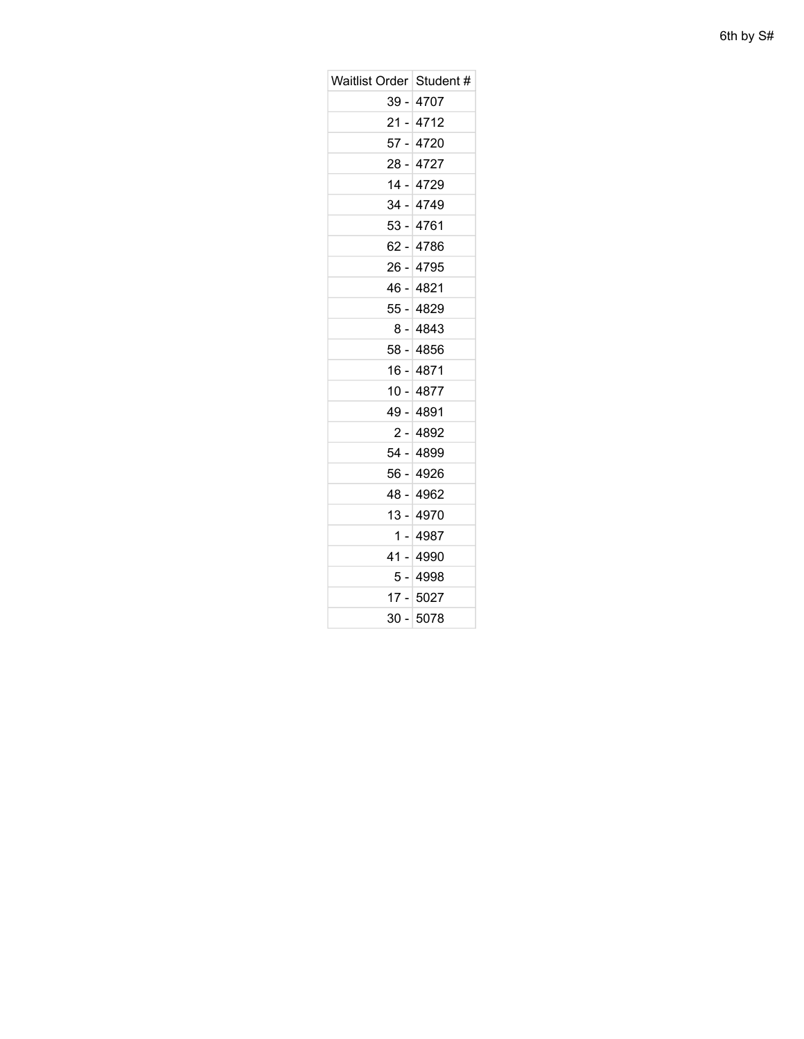6th by S#

| Waitlist Order | Student # |
|---|---|
| 39 - | 4707 |
| 21 - | 4712 |
| 57 - | 4720 |
| 28 - | 4727 |
| 14 - | 4729 |
| 34 - | 4749 |
| 53 - | 4761 |
| 62 - | 4786 |
| 26 - | 4795 |
| 46 - | 4821 |
| 55 - | 4829 |
| 8 - | 4843 |
| 58 - | 4856 |
| 16 - | 4871 |
| 10 - | 4877 |
| 49 - | 4891 |
| 2 - | 4892 |
| 54 - | 4899 |
| 56 - | 4926 |
| 48 - | 4962 |
| 13 - | 4970 |
| 1 - | 4987 |
| 41 - | 4990 |
| 5 - | 4998 |
| 17 - | 5027 |
| 30 - | 5078 |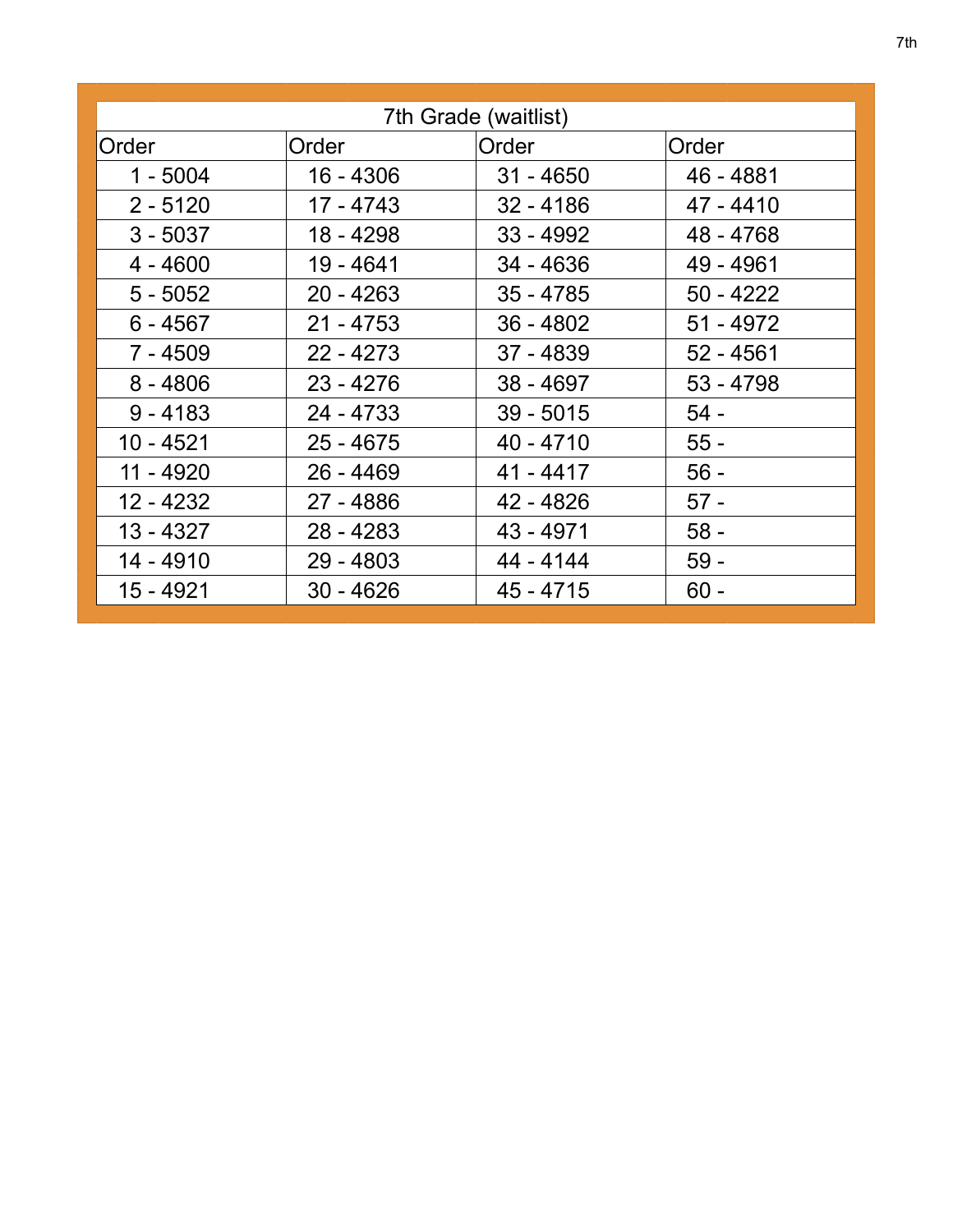| 7th Grade (waitlist) | | | |
|---|---|---|---|
| Order | Order | Order | Order |
| 1 - 5004 | 16 - 4306 | 31 - 4650 | 46 - 4881 |
| 2 - 5120 | 17 - 4743 | 32 - 4186 | 47 - 4410 |
| 3 - 5037 | 18 - 4298 | 33 - 4992 | 48 - 4768 |
| 4 - 4600 | 19 - 4641 | 34 - 4636 | 49 - 4961 |
| 5 - 5052 | 20 - 4263 | 35 - 4785 | 50 - 4222 |
| 6 - 4567 | 21 - 4753 | 36 - 4802 | 51 - 4972 |
| 7 - 4509 | 22 - 4273 | 37 - 4839 | 52 - 4561 |
| 8 - 4806 | 23 - 4276 | 38 - 4697 | 53 - 4798 |
| 9 - 4183 | 24 - 4733 | 39 - 5015 | 54 - |
| 10 - 4521 | 25 - 4675 | 40 - 4710 | 55 - |
| 11 - 4920 | 26 - 4469 | 41 - 4417 | 56 - |
| 12 - 4232 | 27 - 4886 | 42 - 4826 | 57 - |
| 13 - 4327 | 28 - 4283 | 43 - 4971 | 58 - |
| 14 - 4910 | 29 - 4803 | 44 - 4144 | 59 - |
| 15 - 4921 | 30 - 4626 | 45 - 4715 | 60 - |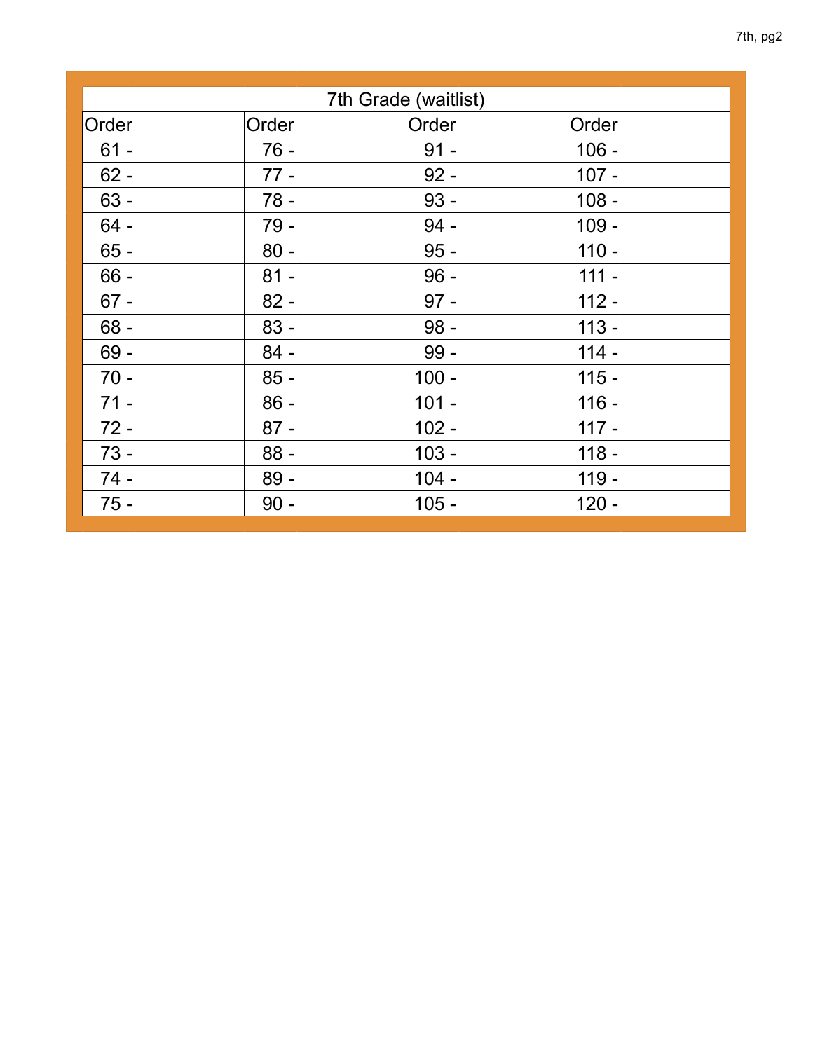| 7th Grade (waitlist) | | | |
|---|---|---|---|
| Order | Order | Order | Order |
| 61 - | 76 - | 91 - | 106 - |
| 62 - | 77 - | 92 - | 107 - |
| 63 - | 78 - | 93 - | 108 - |
| 64 - | 79 - | 94 - | 109 - |
| 65 - | 80 - | 95 - | 110 - |
| 66 - | 81 - | 96 - | 111 - |
| 67 - | 82 - | 97 - | 112 - |
| 68 - | 83 - | 98 - | 113 - |
| 69 - | 84 - | 99 - | 114 - |
| 70 - | 85 - | 100 - | 115 - |
| 71 - | 86 - | 101 - | 116 - |
| 72 - | 87 - | 102 - | 117 - |
| 73 - | 88 - | 103 - | 118 - |
| 74 - | 89 - | 104 - | 119 - |
| 75 - | 90 - | 105 - | 120 - |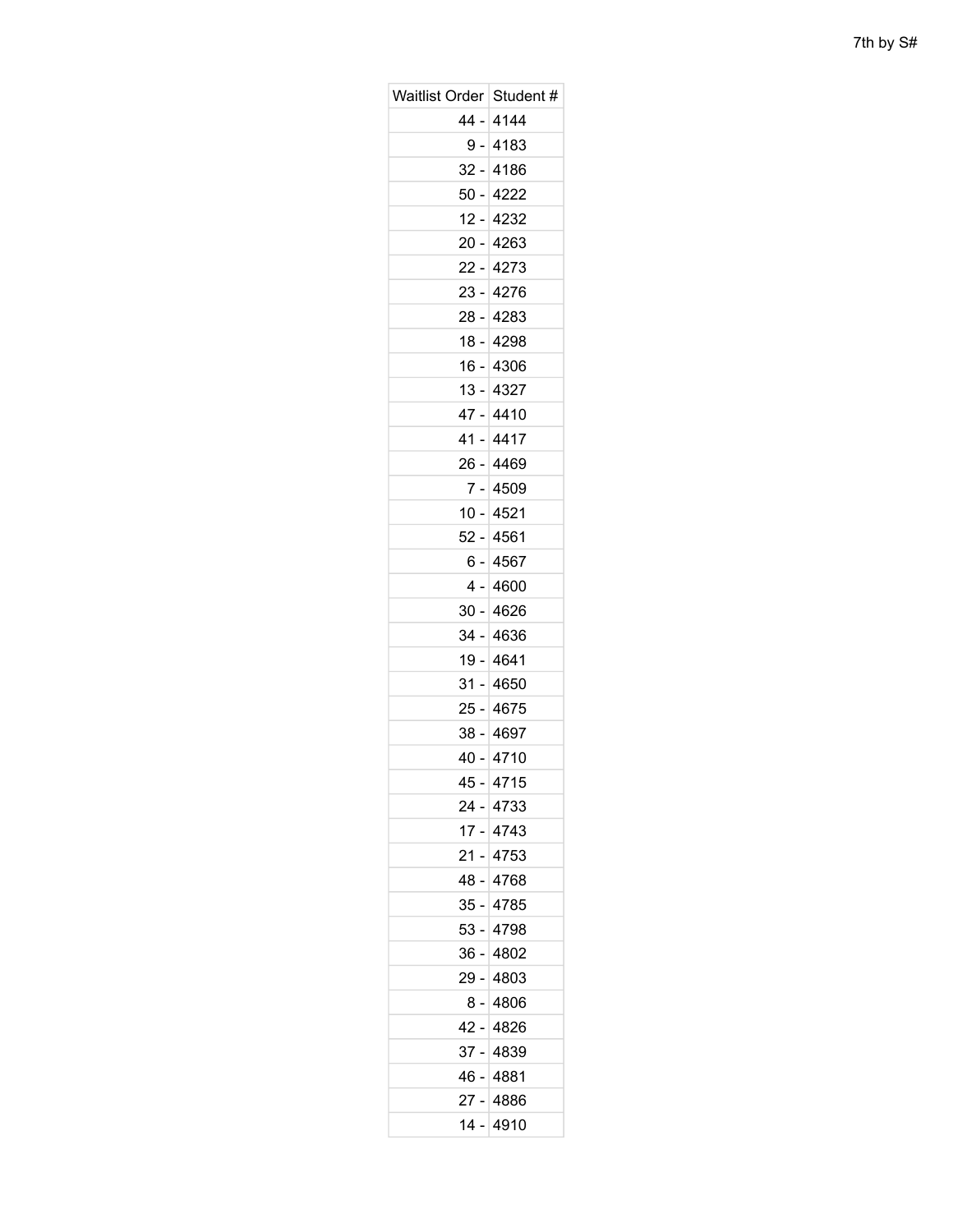7th by S#

| Waitlist Order | Student # |
| --- | --- |
| 44 - | 4144 |
| 9 - | 4183 |
| 32 - | 4186 |
| 50 - | 4222 |
| 12 - | 4232 |
| 20 - | 4263 |
| 22 - | 4273 |
| 23 - | 4276 |
| 28 - | 4283 |
| 18 - | 4298 |
| 16 - | 4306 |
| 13 - | 4327 |
| 47 - | 4410 |
| 41 - | 4417 |
| 26 - | 4469 |
| 7 - | 4509 |
| 10 - | 4521 |
| 52 - | 4561 |
| 6 - | 4567 |
| 4 - | 4600 |
| 30 - | 4626 |
| 34 - | 4636 |
| 19 - | 4641 |
| 31 - | 4650 |
| 25 - | 4675 |
| 38 - | 4697 |
| 40 - | 4710 |
| 45 - | 4715 |
| 24 - | 4733 |
| 17 - | 4743 |
| 21 - | 4753 |
| 48 - | 4768 |
| 35 - | 4785 |
| 53 - | 4798 |
| 36 - | 4802 |
| 29 - | 4803 |
| 8 - | 4806 |
| 42 - | 4826 |
| 37 - | 4839 |
| 46 - | 4881 |
| 27 - | 4886 |
| 14 - | 4910 |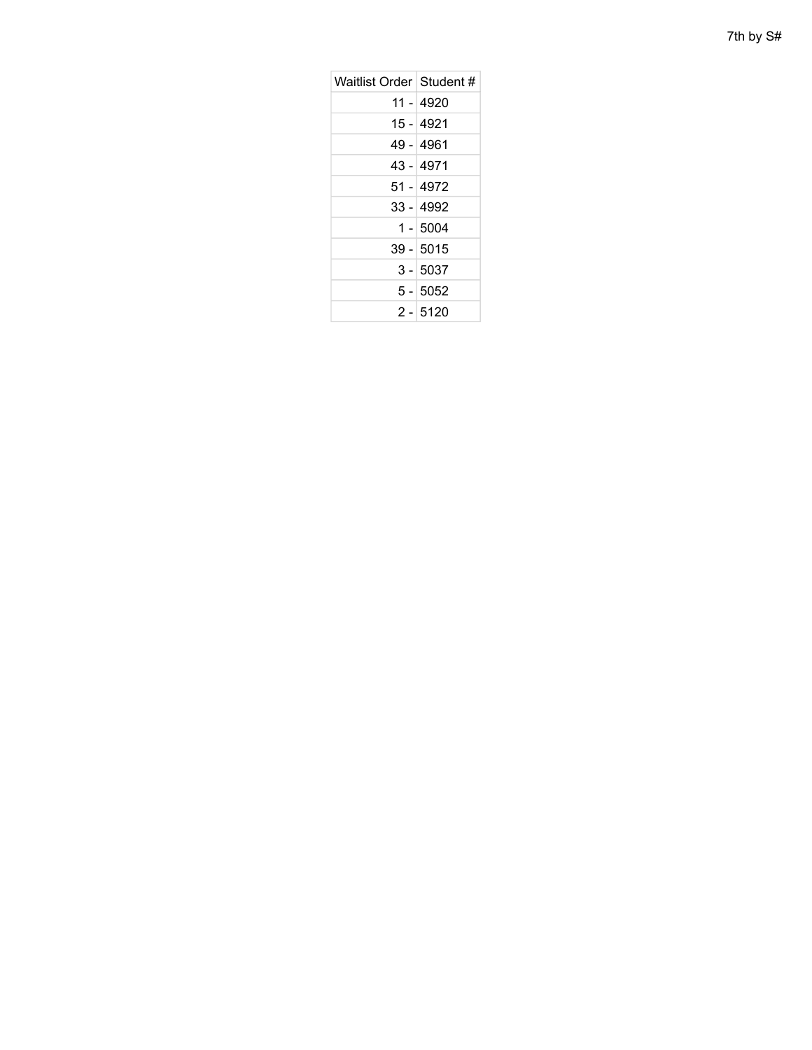7th by S#

| Waitlist Order | Student # |
| --- | --- |
| 11 - | 4920 |
| 15 - | 4921 |
| 49 - | 4961 |
| 43 - | 4971 |
| 51 - | 4972 |
| 33 - | 4992 |
| 1 - | 5004 |
| 39 - | 5015 |
| 3 - | 5037 |
| 5 - | 5052 |
| 2 - | 5120 |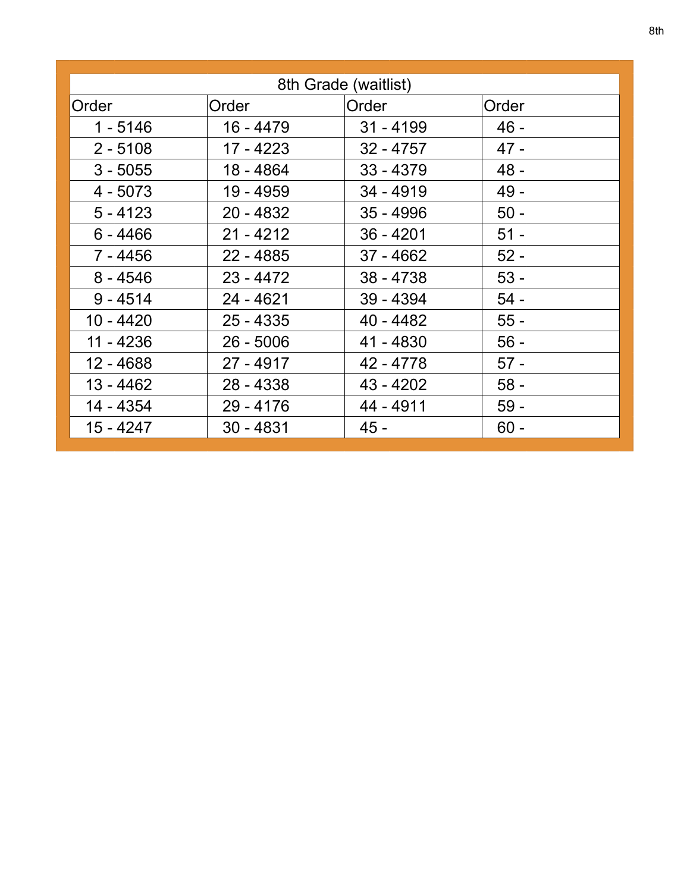| 8th Grade (waitlist) | | | |
|---|---|---|---|
| Order | Order | Order | Order |
| 1 - 5146 | 16 - 4479 | 31 - 4199 | 46 - |
| 2 - 5108 | 17 - 4223 | 32 - 4757 | 47 - |
| 3 - 5055 | 18 - 4864 | 33 - 4379 | 48 - |
| 4 - 5073 | 19 - 4959 | 34 - 4919 | 49 - |
| 5 - 4123 | 20 - 4832 | 35 - 4996 | 50 - |
| 6 - 4466 | 21 - 4212 | 36 - 4201 | 51 - |
| 7 - 4456 | 22 - 4885 | 37 - 4662 | 52 - |
| 8 - 4546 | 23 - 4472 | 38 - 4738 | 53 - |
| 9 - 4514 | 24 - 4621 | 39 - 4394 | 54 - |
| 10 - 4420 | 25 - 4335 | 40 - 4482 | 55 - |
| 11 - 4236 | 26 - 5006 | 41 - 4830 | 56 - |
| 12 - 4688 | 27 - 4917 | 42 - 4778 | 57 - |
| 13 - 4462 | 28 - 4338 | 43 - 4202 | 58 - |
| 14 - 4354 | 29 - 4176 | 44 - 4911 | 59 - |
| 15 - 4247 | 30 - 4831 | 45 - | 60 - |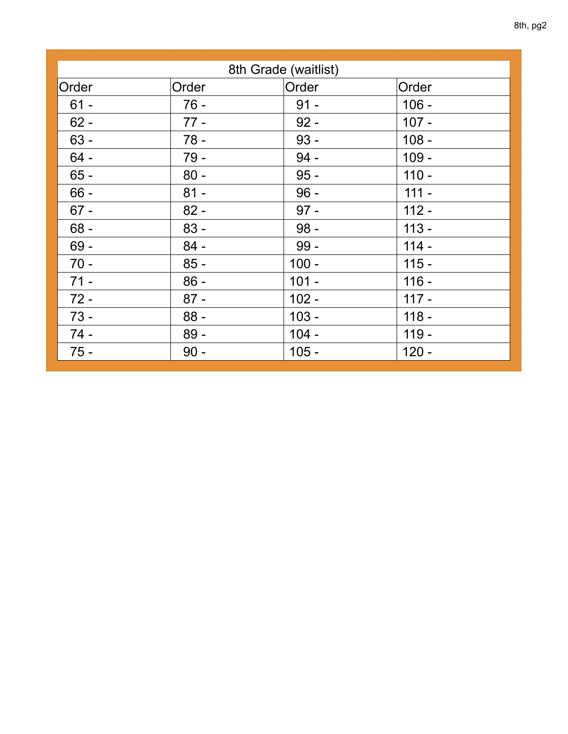| 8th Grade (waitlist) | | | |
|---|---|---|---|
| Order | Order | Order | Order |
| 61 - | 76 - | 91 - | 106 - |
| 62 - | 77 - | 92 - | 107 - |
| 63 - | 78 - | 93 - | 108 - |
| 64 - | 79 - | 94 - | 109 - |
| 65 - | 80 - | 95 - | 110 - |
| 66 - | 81 - | 96 - | 111 - |
| 67 - | 82 - | 97 - | 112 - |
| 68 - | 83 - | 98 - | 113 - |
| 69 - | 84 - | 99 - | 114 - |
| 70 - | 85 - | 100 - | 115 - |
| 71 - | 86 - | 101 - | 116 - |
| 72 - | 87 - | 102 - | 117 - |
| 73 - | 88 - | 103 - | 118 - |
| 74 - | 89 - | 104 - | 119 - |
| 75 - | 90 - | 105 - | 120 - |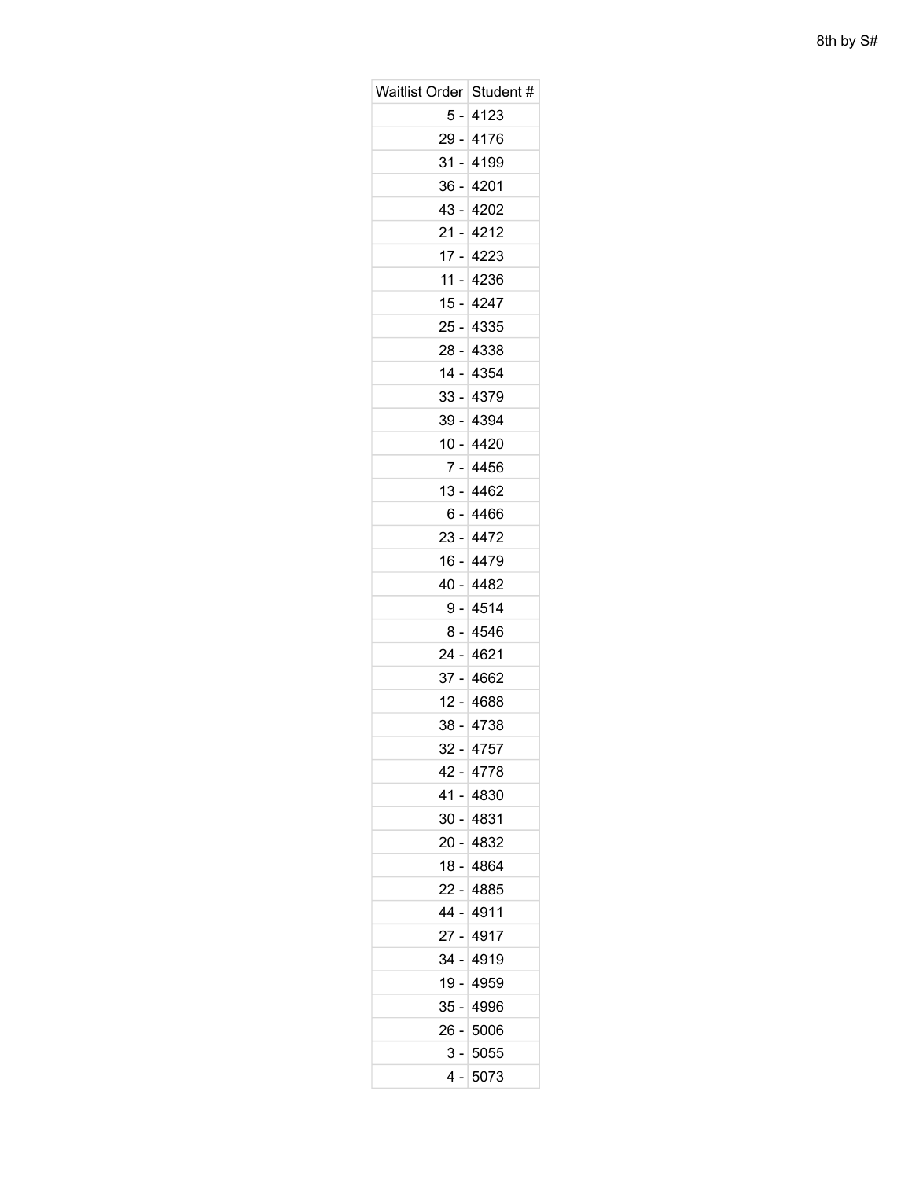8th by S#

| Waitlist Order | Student # |
|---|---|
| 5 - | 4123 |
| 29 - | 4176 |
| 31 - | 4199 |
| 36 - | 4201 |
| 43 - | 4202 |
| 21 - | 4212 |
| 17 - | 4223 |
| 11 - | 4236 |
| 15 - | 4247 |
| 25 - | 4335 |
| 28 - | 4338 |
| 14 - | 4354 |
| 33 - | 4379 |
| 39 - | 4394 |
| 10 - | 4420 |
| 7 - | 4456 |
| 13 - | 4462 |
| 6 - | 4466 |
| 23 - | 4472 |
| 16 - | 4479 |
| 40 - | 4482 |
| 9 - | 4514 |
| 8 - | 4546 |
| 24 - | 4621 |
| 37 - | 4662 |
| 12 - | 4688 |
| 38 - | 4738 |
| 32 - | 4757 |
| 42 - | 4778 |
| 41 - | 4830 |
| 30 - | 4831 |
| 20 - | 4832 |
| 18 - | 4864 |
| 22 - | 4885 |
| 44 - | 4911 |
| 27 - | 4917 |
| 34 - | 4919 |
| 19 - | 4959 |
| 35 - | 4996 |
| 26 - | 5006 |
| 3 - | 5055 |
| 4 - | 5073 |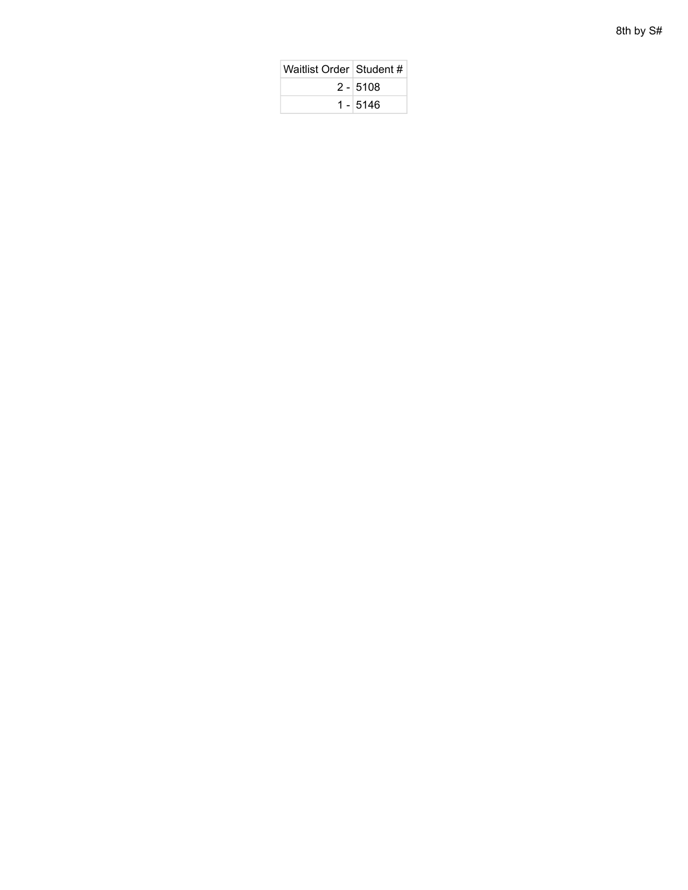8th by S#

| Waitlist Order | Student # |
|---|---|
| 2 - | 5108 |
| 1 - | 5146 |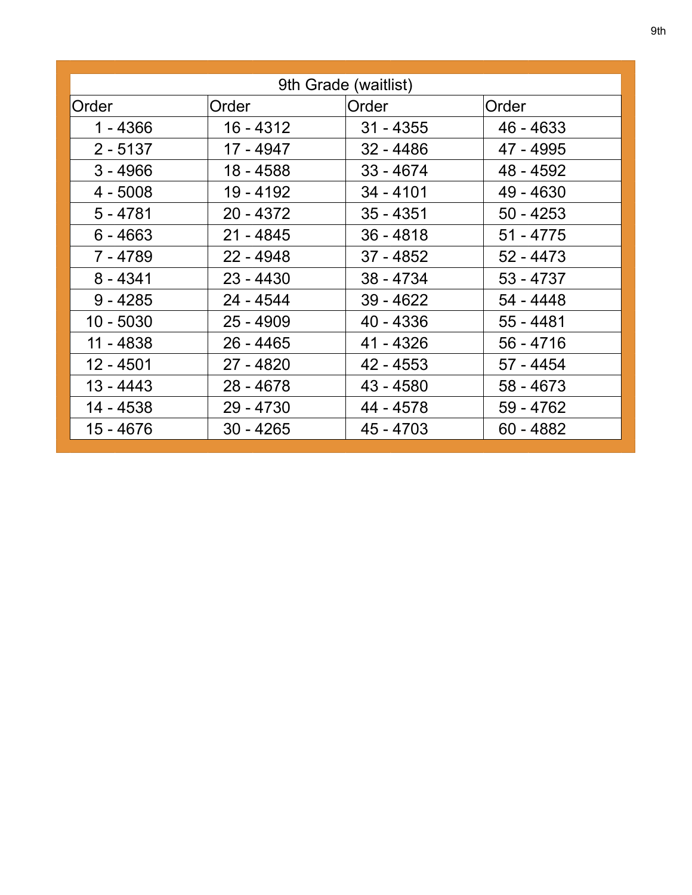| 9th Grade (waitlist) | | | |
|---|---|---|---|
| Order | Order | Order | Order |
| 1 - 4366 | 16 - 4312 | 31 - 4355 | 46 - 4633 |
| 2 - 5137 | 17 - 4947 | 32 - 4486 | 47 - 4995 |
| 3 - 4966 | 18 - 4588 | 33 - 4674 | 48 - 4592 |
| 4 - 5008 | 19 - 4192 | 34 - 4101 | 49 - 4630 |
| 5 - 4781 | 20 - 4372 | 35 - 4351 | 50 - 4253 |
| 6 - 4663 | 21 - 4845 | 36 - 4818 | 51 - 4775 |
| 7 - 4789 | 22 - 4948 | 37 - 4852 | 52 - 4473 |
| 8 - 4341 | 23 - 4430 | 38 - 4734 | 53 - 4737 |
| 9 - 4285 | 24 - 4544 | 39 - 4622 | 54 - 4448 |
| 10 - 5030 | 25 - 4909 | 40 - 4336 | 55 - 4481 |
| 11 - 4838 | 26 - 4465 | 41 - 4326 | 56 - 4716 |
| 12 - 4501 | 27 - 4820 | 42 - 4553 | 57 - 4454 |
| 13 - 4443 | 28 - 4678 | 43 - 4580 | 58 - 4673 |
| 14 - 4538 | 29 - 4730 | 44 - 4578 | 59 - 4762 |
| 15 - 4676 | 30 - 4265 | 45 - 4703 | 60 - 4882 |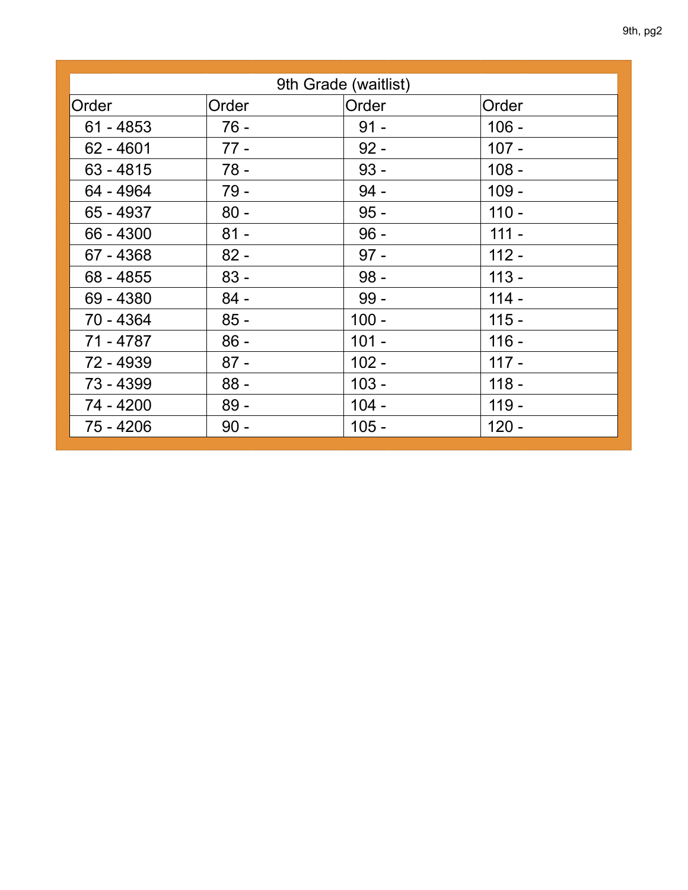| 9th Grade (waitlist) | | | |
|---|---|---|---|
| Order | Order | Order | Order |
| 61 - 4853 | 76 - | 91 - | 106 - |
| 62 - 4601 | 77 - | 92 - | 107 - |
| 63 - 4815 | 78 - | 93 - | 108 - |
| 64 - 4964 | 79 - | 94 - | 109 - |
| 65 - 4937 | 80 - | 95 - | 110 - |
| 66 - 4300 | 81 - | 96 - | 111 - |
| 67 - 4368 | 82 - | 97 - | 112 - |
| 68 - 4855 | 83 - | 98 - | 113 - |
| 69 - 4380 | 84 - | 99 - | 114 - |
| 70 - 4364 | 85 - | 100 - | 115 - |
| 71 - 4787 | 86 - | 101 - | 116 - |
| 72 - 4939 | 87 - | 102 - | 117 - |
| 73 - 4399 | 88 - | 103 - | 118 - |
| 74 - 4200 | 89 - | 104 - | 119 - |
| 75 - 4206 | 90 - | 105 - | 120 - |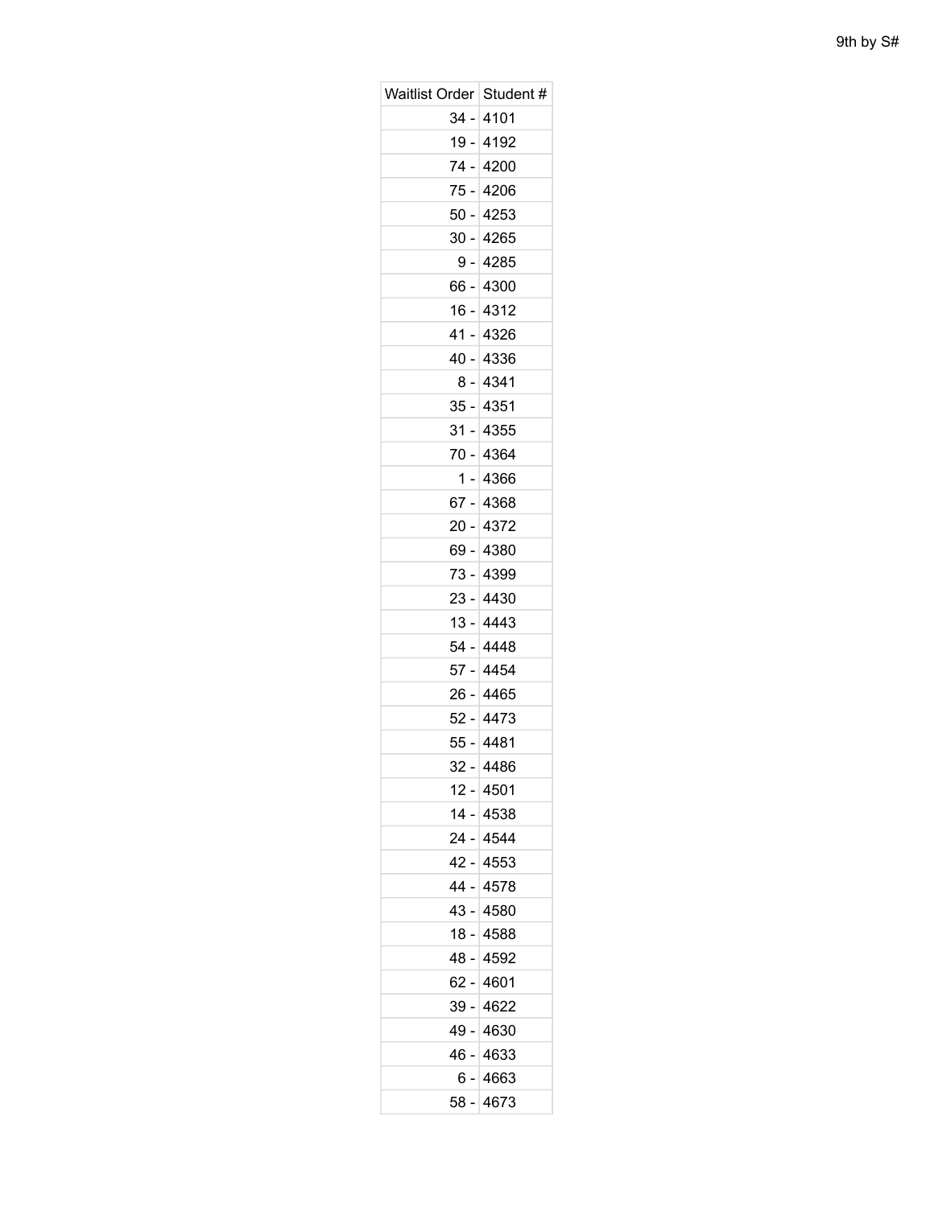| Waitlist Order | Student # |
|---|---|
| 34 - | 4101 |
| 19 - | 4192 |
| 74 - | 4200 |
| 75 - | 4206 |
| 50 - | 4253 |
| 30 - | 4265 |
| 9 - | 4285 |
| 66 - | 4300 |
| 16 - | 4312 |
| 41 - | 4326 |
| 40 - | 4336 |
| 8 - | 4341 |
| 35 - | 4351 |
| 31 - | 4355 |
| 70 - | 4364 |
| 1 - | 4366 |
| 67 - | 4368 |
| 20 - | 4372 |
| 69 - | 4380 |
| 73 - | 4399 |
| 23 - | 4430 |
| 13 - | 4443 |
| 54 - | 4448 |
| 57 - | 4454 |
| 26 - | 4465 |
| 52 - | 4473 |
| 55 - | 4481 |
| 32 - | 4486 |
| 12 - | 4501 |
| 14 - | 4538 |
| 24 - | 4544 |
| 42 - | 4553 |
| 44 - | 4578 |
| 43 - | 4580 |
| 18 - | 4588 |
| 48 - | 4592 |
| 62 - | 4601 |
| 39 - | 4622 |
| 49 - | 4630 |
| 46 - | 4633 |
| 6 - | 4663 |
| 58 - | 4673 |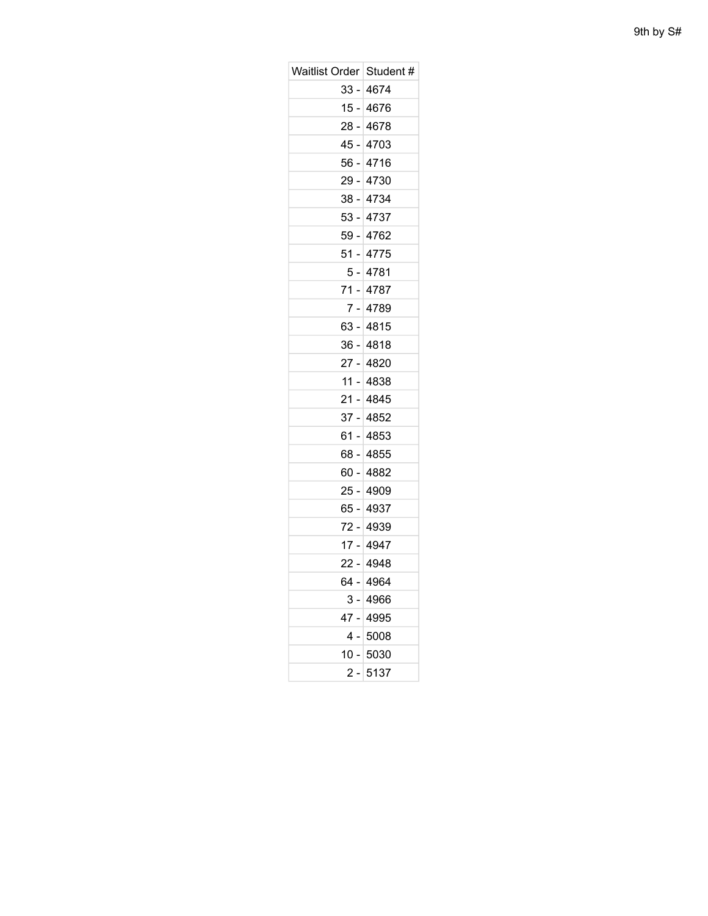9th by S#

| Waitlist Order | Student # |
|---|---|
| 33 - | 4674 |
| 15 - | 4676 |
| 28 - | 4678 |
| 45 - | 4703 |
| 56 - | 4716 |
| 29 - | 4730 |
| 38 - | 4734 |
| 53 - | 4737 |
| 59 - | 4762 |
| 51 - | 4775 |
| 5 - | 4781 |
| 71 - | 4787 |
| 7 - | 4789 |
| 63 - | 4815 |
| 36 - | 4818 |
| 27 - | 4820 |
| 11 - | 4838 |
| 21 - | 4845 |
| 37 - | 4852 |
| 61 - | 4853 |
| 68 - | 4855 |
| 60 - | 4882 |
| 25 - | 4909 |
| 65 - | 4937 |
| 72 - | 4939 |
| 17 - | 4947 |
| 22 - | 4948 |
| 64 - | 4964 |
| 3 - | 4966 |
| 47 - | 4995 |
| 4 - | 5008 |
| 10 - | 5030 |
| 2 - | 5137 |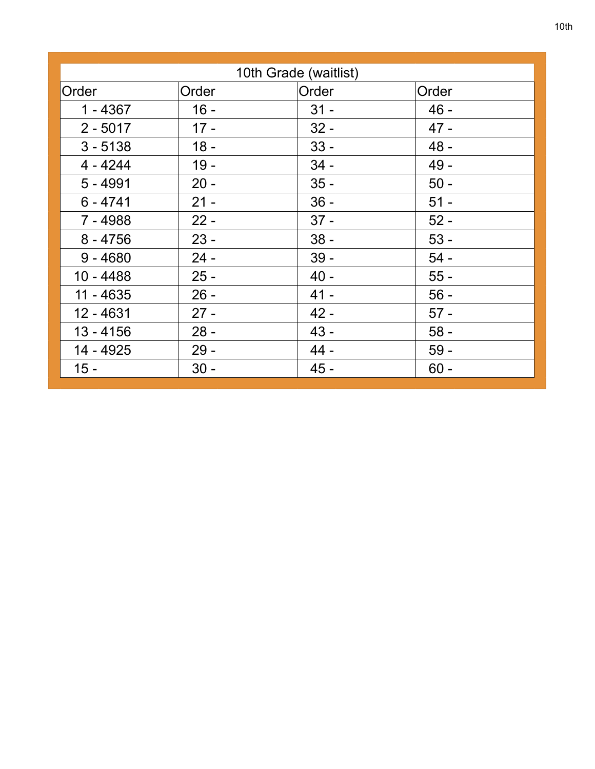| 10th Grade (waitlist) | | | |
|---|---|---|---|
| Order | Order | Order | Order |
| 1 - 4367 | 16 - | 31 - | 46 - |
| 2 - 5017 | 17 - | 32 - | 47 - |
| 3 - 5138 | 18 - | 33 - | 48 - |
| 4 - 4244 | 19 - | 34 - | 49 - |
| 5 - 4991 | 20 - | 35 - | 50 - |
| 6 - 4741 | 21 - | 36 - | 51 - |
| 7 - 4988 | 22 - | 37 - | 52 - |
| 8 - 4756 | 23 - | 38 - | 53 - |
| 9 - 4680 | 24 - | 39 - | 54 - |
| 10 - 4488 | 25 - | 40 - | 55 - |
| 11 - 4635 | 26 - | 41 - | 56 - |
| 12 - 4631 | 27 - | 42 - | 57 - |
| 13 - 4156 | 28 - | 43 - | 58 - |
| 14 - 4925 | 29 - | 44 - | 59 - |
| 15 - | 30 - | 45 - | 60 - |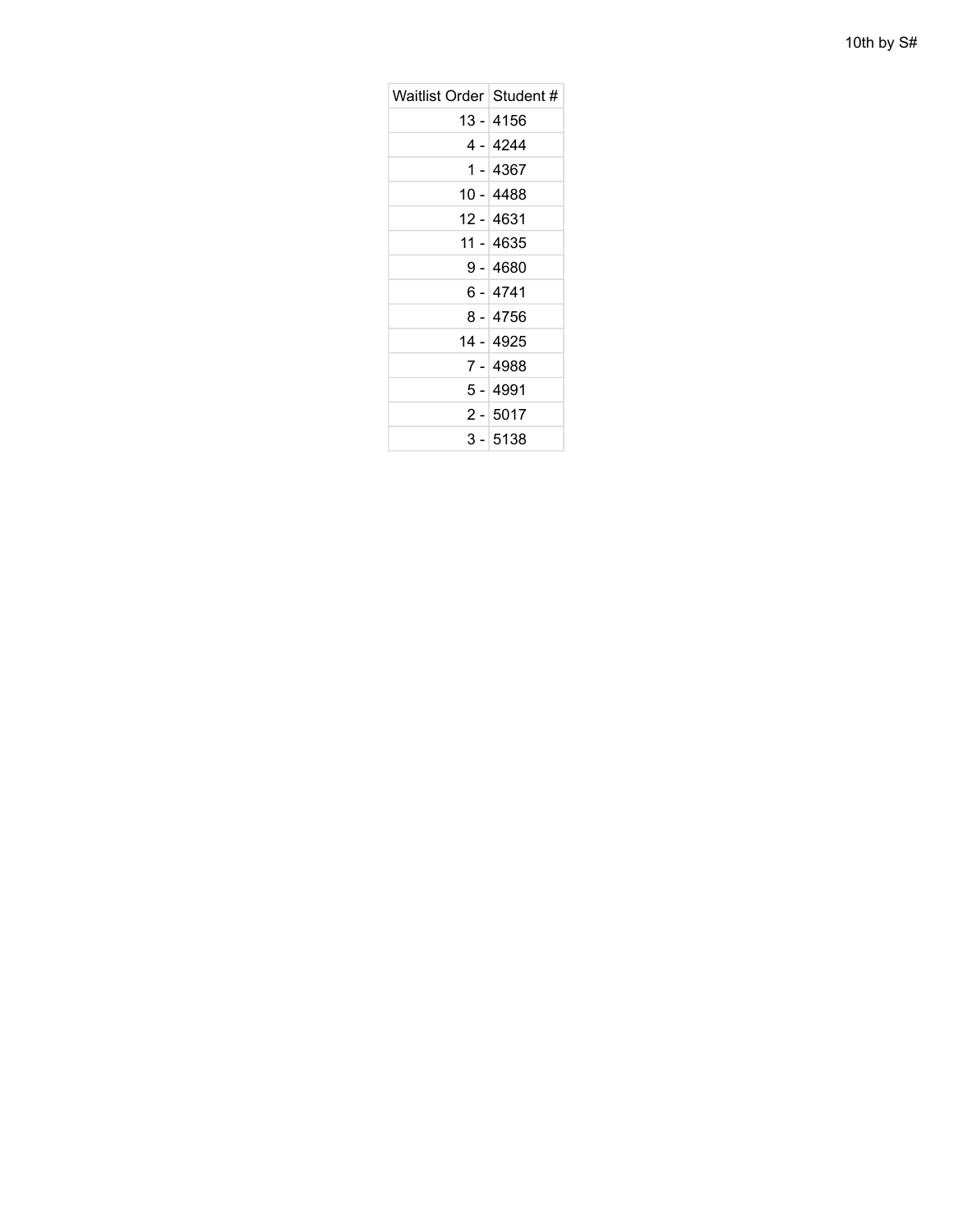10th by S#

| Waitlist Order | Student # |
|---|---|
| 13 - | 4156 |
| 4 - | 4244 |
| 1 - | 4367 |
| 10 - | 4488 |
| 12 - | 4631 |
| 11 - | 4635 |
| 9 - | 4680 |
| 6 - | 4741 |
| 8 - | 4756 |
| 14 - | 4925 |
| 7 - | 4988 |
| 5 - | 4991 |
| 2 - | 5017 |
| 3 - | 5138 |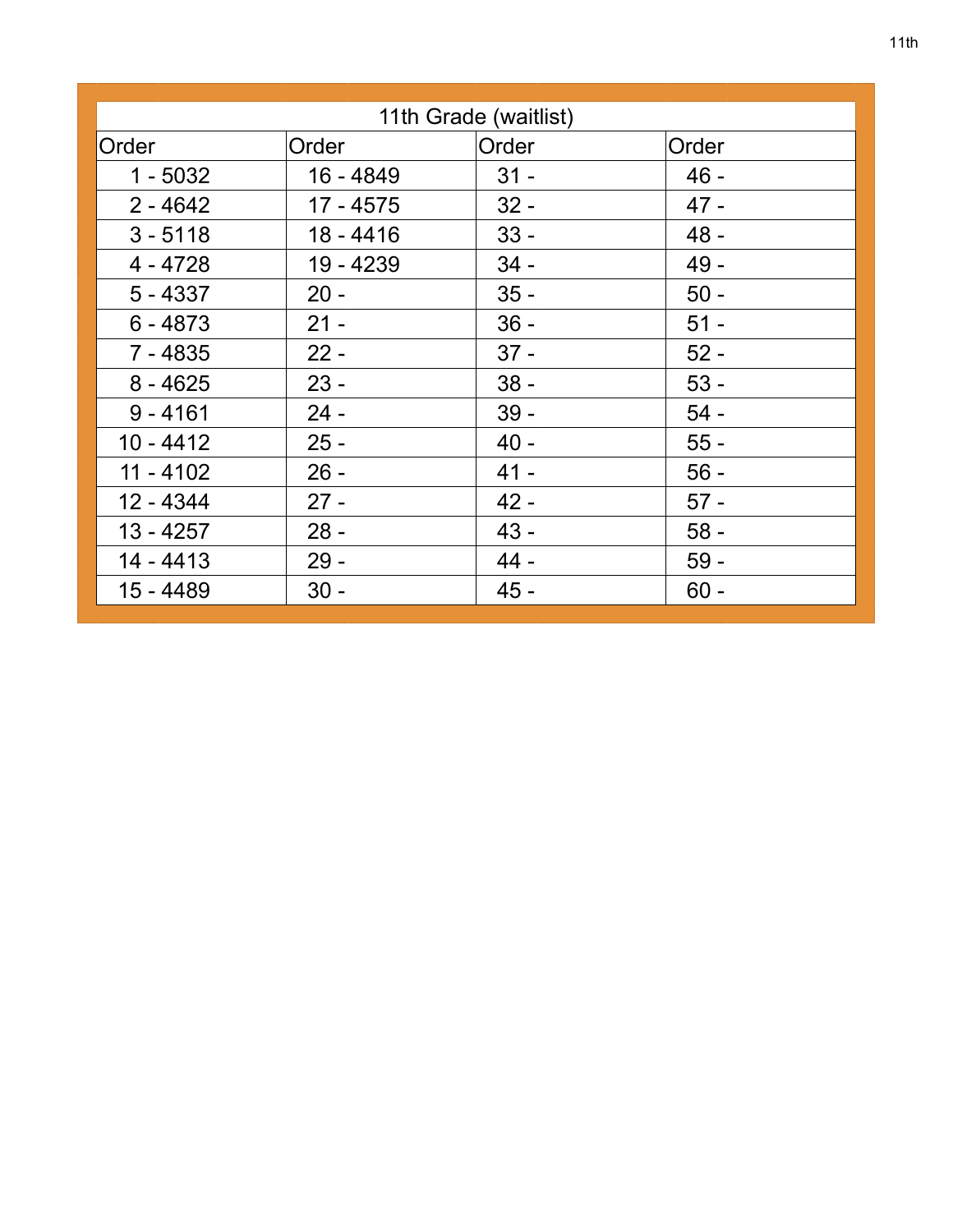| 11th Grade (waitlist) | | | |
|---|---|---|---|
| Order | Order | Order | Order |
| 1 - 5032 | 16 - 4849 | 31 - | 46 - |
| 2 - 4642 | 17 - 4575 | 32 - | 47 - |
| 3 - 5118 | 18 - 4416 | 33 - | 48 - |
| 4 - 4728 | 19 - 4239 | 34 - | 49 - |
| 5 - 4337 | 20 - | 35 - | 50 - |
| 6 - 4873 | 21 - | 36 - | 51 - |
| 7 - 4835 | 22 - | 37 - | 52 - |
| 8 - 4625 | 23 - | 38 - | 53 - |
| 9 - 4161 | 24 - | 39 - | 54 - |
| 10 - 4412 | 25 - | 40 - | 55 - |
| 11 - 4102 | 26 - | 41 - | 56 - |
| 12 - 4344 | 27 - | 42 - | 57 - |
| 13 - 4257 | 28 - | 43 - | 58 - |
| 14 - 4413 | 29 - | 44 - | 59 - |
| 15 - 4489 | 30 - | 45 - | 60 - |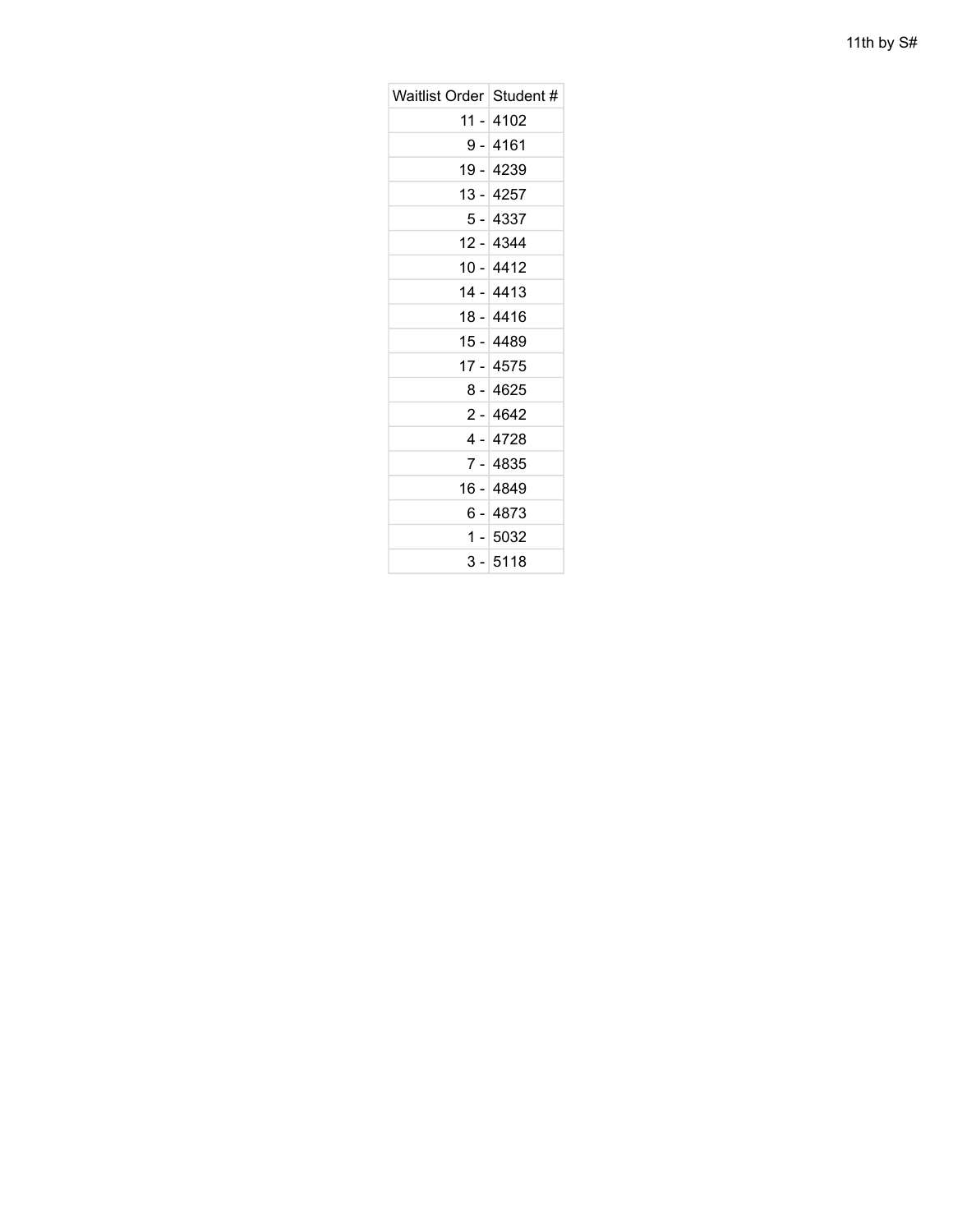11th by S#

| Waitlist Order | Student # |
|---|---|
| 11 - | 4102 |
| 9 - | 4161 |
| 19 - | 4239 |
| 13 - | 4257 |
| 5 - | 4337 |
| 12 - | 4344 |
| 10 - | 4412 |
| 14 - | 4413 |
| 18 - | 4416 |
| 15 - | 4489 |
| 17 - | 4575 |
| 8 - | 4625 |
| 2 - | 4642 |
| 4 - | 4728 |
| 7 - | 4835 |
| 16 - | 4849 |
| 6 - | 4873 |
| 1 - | 5032 |
| 3 - | 5118 |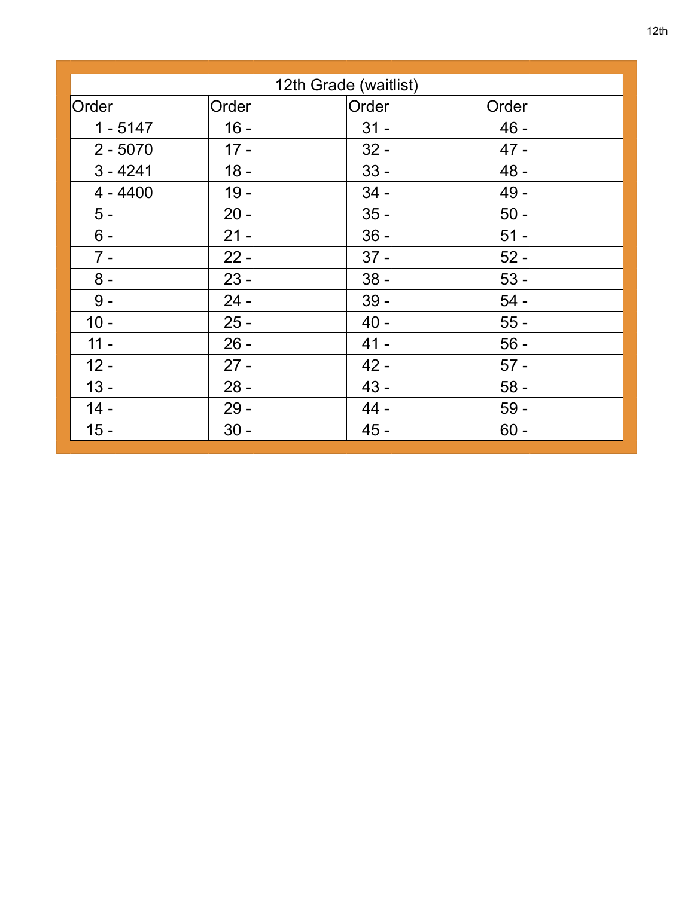| 12th Grade (waitlist) | | | |
|---|---|---|---|
| Order | Order | Order | Order |
| 1 - 5147 | 16 - | 31 - | 46 - |
| 2 - 5070 | 17 - | 32 - | 47 - |
| 3 - 4241 | 18 - | 33 - | 48 - |
| 4 - 4400 | 19 - | 34 - | 49 - |
| 5 - | 20 - | 35 - | 50 - |
| 6 - | 21 - | 36 - | 51 - |
| 7 - | 22 - | 37 - | 52 - |
| 8 - | 23 - | 38 - | 53 - |
| 9 - | 24 - | 39 - | 54 - |
| 10 - | 25 - | 40 - | 55 - |
| 11 - | 26 - | 41 - | 56 - |
| 12 - | 27 - | 42 - | 57 - |
| 13 - | 28 - | 43 - | 58 - |
| 14 - | 29 - | 44 - | 59 - |
| 15 - | 30 - | 45 - | 60 - |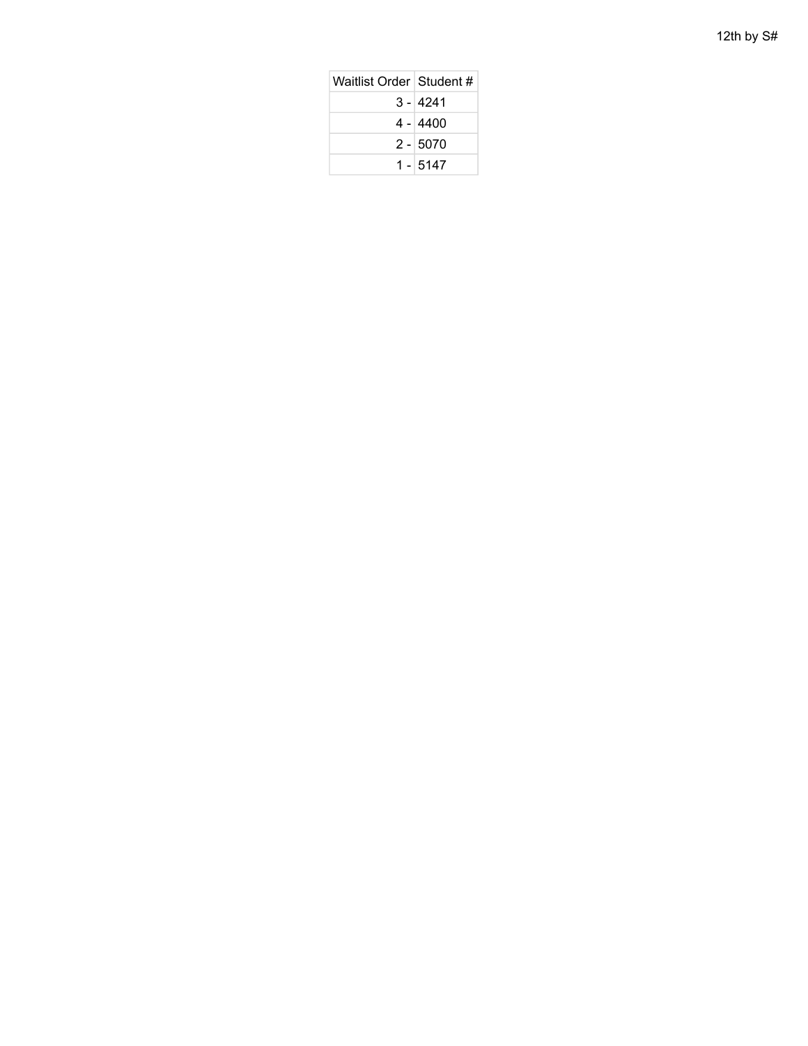12th by S#

| Waitlist Order | Student # |
|---|---|
| 3 - | 4241 |
| 4 - | 4400 |
| 2 - | 5070 |
| 1 - | 5147 |